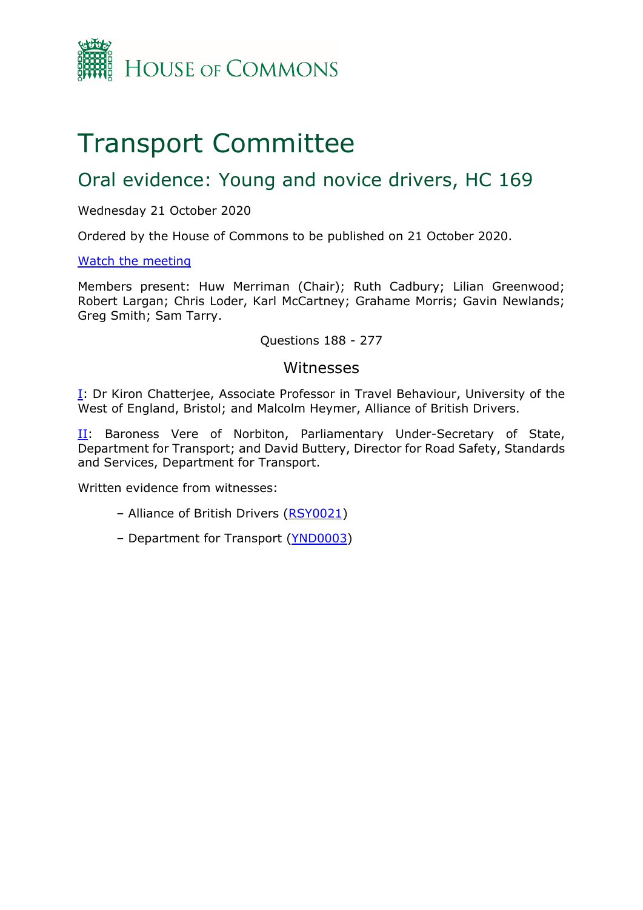HOUSE OF COMMONS

# Transport Committee

## Oral evidence: Young and novice drivers, HC 169

Wednesday 21 October 2020

Ordered by the House of Commons to be published on 21 October 2020.

[Watch the meeting]

Members present: Huw Merriman (Chair); Ruth Cadbury; Lilian Greenwood; Robert Largan; Chris Loder, Karl McCartney; Grahame Morris; Gavin Newlands; Greg Smith; Sam Tarry.

Questions 188 - 277

### Witnesses

I: Dr Kiron Chatterjee, Associate Professor in Travel Behaviour, University of the West of England, Bristol; and Malcolm Heymer, Alliance of British Drivers.

II: Baroness Vere of Norbiton, Parliamentary Under-Secretary of State, Department for Transport; and David Buttery, Director for Road Safety, Standards and Services, Department for Transport.

Written evidence from witnesses:

– Alliance of British Drivers (RSY0021)

– Department for Transport (YND0003)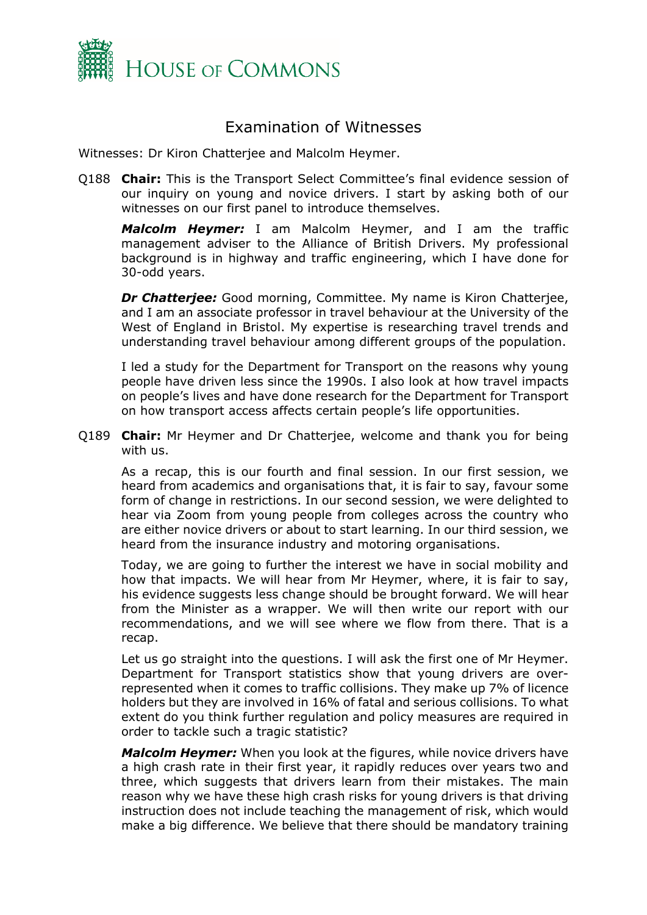# Examination of Witnesses

Witnesses: Dr Kiron Chatterjee and Malcolm Heymer.

Q188 **Chair:** This is the Transport Select Committee's final evidence session of our inquiry on young and novice drivers. I start by asking both of our witnesses on our first panel to introduce themselves.

***Malcolm Heymer:*** I am Malcolm Heymer, and I am the traffic management adviser to the Alliance of British Drivers. My professional background is in highway and traffic engineering, which I have done for 30-odd years.

***Dr Chatterjee:*** Good morning, Committee. My name is Kiron Chatterjee, and I am an associate professor in travel behaviour at the University of the West of England in Bristol. My expertise is researching travel trends and understanding travel behaviour among different groups of the population.

I led a study for the Department for Transport on the reasons why young people have driven less since the 1990s. I also look at how travel impacts on people's lives and have done research for the Department for Transport on how transport access affects certain people's life opportunities.

Q189 **Chair:** Mr Heymer and Dr Chatterjee, welcome and thank you for being with us.

As a recap, this is our fourth and final session. In our first session, we heard from academics and organisations that, it is fair to say, favour some form of change in restrictions. In our second session, we were delighted to hear via Zoom from young people from colleges across the country who are either novice drivers or about to start learning. In our third session, we heard from the insurance industry and motoring organisations.

Today, we are going to further the interest we have in social mobility and how that impacts. We will hear from Mr Heymer, where, it is fair to say, his evidence suggests less change should be brought forward. We will hear from the Minister as a wrapper. We will then write our report with our recommendations, and we will see where we flow from there. That is a recap.

Let us go straight into the questions. I will ask the first one of Mr Heymer. Department for Transport statistics show that young drivers are over-represented when it comes to traffic collisions. They make up 7% of licence holders but they are involved in 16% of fatal and serious collisions. To what extent do you think further regulation and policy measures are required in order to tackle such a tragic statistic?

***Malcolm Heymer:*** When you look at the figures, while novice drivers have a high crash rate in their first year, it rapidly reduces over years two and three, which suggests that drivers learn from their mistakes. The main reason why we have these high crash risks for young drivers is that driving instruction does not include teaching the management of risk, which would make a big difference. We believe that there should be mandatory training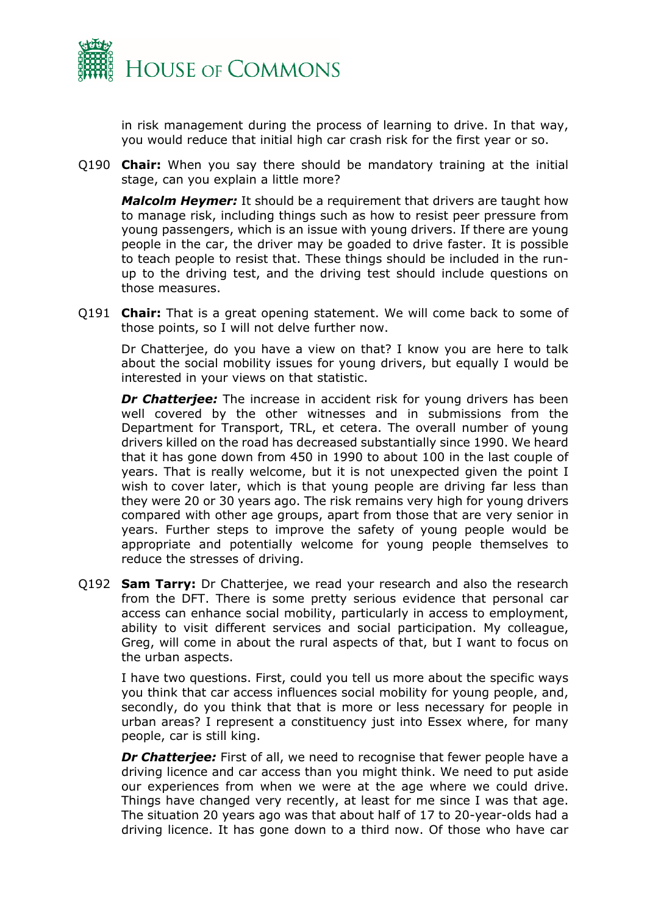in risk management during the process of learning to drive. In that way, you would reduce that initial high car crash risk for the first year or so.

Q190 **Chair:** When you say there should be mandatory training at the initial stage, can you explain a little more?

***Malcolm Heymer:*** It should be a requirement that drivers are taught how to manage risk, including things such as how to resist peer pressure from young passengers, which is an issue with young drivers. If there are young people in the car, the driver may be goaded to drive faster. It is possible to teach people to resist that. These things should be included in the run-up to the driving test, and the driving test should include questions on those measures.

Q191 **Chair:** That is a great opening statement. We will come back to some of those points, so I will not delve further now.

Dr Chatterjee, do you have a view on that? I know you are here to talk about the social mobility issues for young drivers, but equally I would be interested in your views on that statistic.

***Dr Chatterjee:*** The increase in accident risk for young drivers has been well covered by the other witnesses and in submissions from the Department for Transport, TRL, et cetera. The overall number of young drivers killed on the road has decreased substantially since 1990. We heard that it has gone down from 450 in 1990 to about 100 in the last couple of years. That is really welcome, but it is not unexpected given the point I wish to cover later, which is that young people are driving far less than they were 20 or 30 years ago. The risk remains very high for young drivers compared with other age groups, apart from those that are very senior in years. Further steps to improve the safety of young people would be appropriate and potentially welcome for young people themselves to reduce the stresses of driving.

Q192 **Sam Tarry:** Dr Chatterjee, we read your research and also the research from the DFT. There is some pretty serious evidence that personal car access can enhance social mobility, particularly in access to employment, ability to visit different services and social participation. My colleague, Greg, will come in about the rural aspects of that, but I want to focus on the urban aspects.

I have two questions. First, could you tell us more about the specific ways you think that car access influences social mobility for young people, and, secondly, do you think that that is more or less necessary for people in urban areas? I represent a constituency just into Essex where, for many people, car is still king.

***Dr Chatterjee:*** First of all, we need to recognise that fewer people have a driving licence and car access than you might think. We need to put aside our experiences from when we were at the age where we could drive. Things have changed very recently, at least for me since I was that age. The situation 20 years ago was that about half of 17 to 20-year-olds had a driving licence. It has gone down to a third now. Of those who have car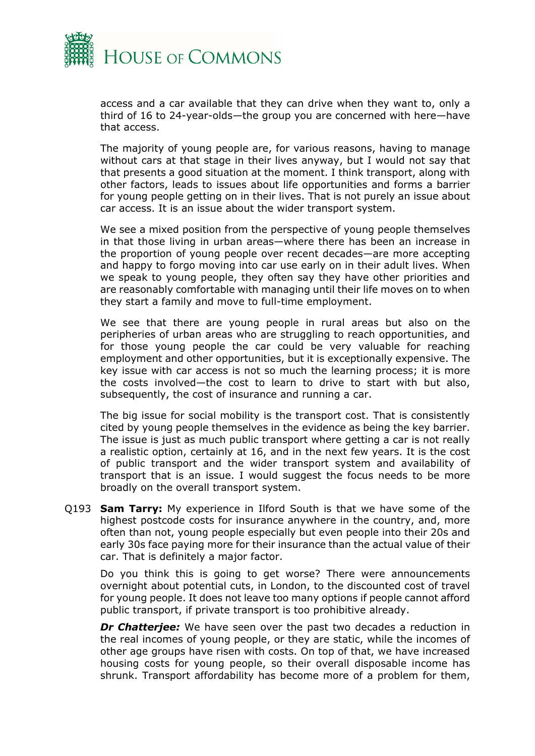access and a car available that they can drive when they want to, only a third of 16 to 24-year-olds—the group you are concerned with here—have that access.

The majority of young people are, for various reasons, having to manage without cars at that stage in their lives anyway, but I would not say that that presents a good situation at the moment. I think transport, along with other factors, leads to issues about life opportunities and forms a barrier for young people getting on in their lives. That is not purely an issue about car access. It is an issue about the wider transport system.

We see a mixed position from the perspective of young people themselves in that those living in urban areas—where there has been an increase in the proportion of young people over recent decades—are more accepting and happy to forgo moving into car use early on in their adult lives. When we speak to young people, they often say they have other priorities and are reasonably comfortable with managing until their life moves on to when they start a family and move to full-time employment.

We see that there are young people in rural areas but also on the peripheries of urban areas who are struggling to reach opportunities, and for those young people the car could be very valuable for reaching employment and other opportunities, but it is exceptionally expensive. The key issue with car access is not so much the learning process; it is more the costs involved—the cost to learn to drive to start with but also, subsequently, the cost of insurance and running a car.

The big issue for social mobility is the transport cost. That is consistently cited by young people themselves in the evidence as being the key barrier. The issue is just as much public transport where getting a car is not really a realistic option, certainly at 16, and in the next few years. It is the cost of public transport and the wider transport system and availability of transport that is an issue. I would suggest the focus needs to be more broadly on the overall transport system.

Q193 **Sam Tarry:** My experience in Ilford South is that we have some of the highest postcode costs for insurance anywhere in the country, and, more often than not, young people especially but even people into their 20s and early 30s face paying more for their insurance than the actual value of their car. That is definitely a major factor.

Do you think this is going to get worse? There were announcements overnight about potential cuts, in London, to the discounted cost of travel for young people. It does not leave too many options if people cannot afford public transport, if private transport is too prohibitive already.

***Dr Chatterjee:*** We have seen over the past two decades a reduction in the real incomes of young people, or they are static, while the incomes of other age groups have risen with costs. On top of that, we have increased housing costs for young people, so their overall disposable income has shrunk. Transport affordability has become more of a problem for them,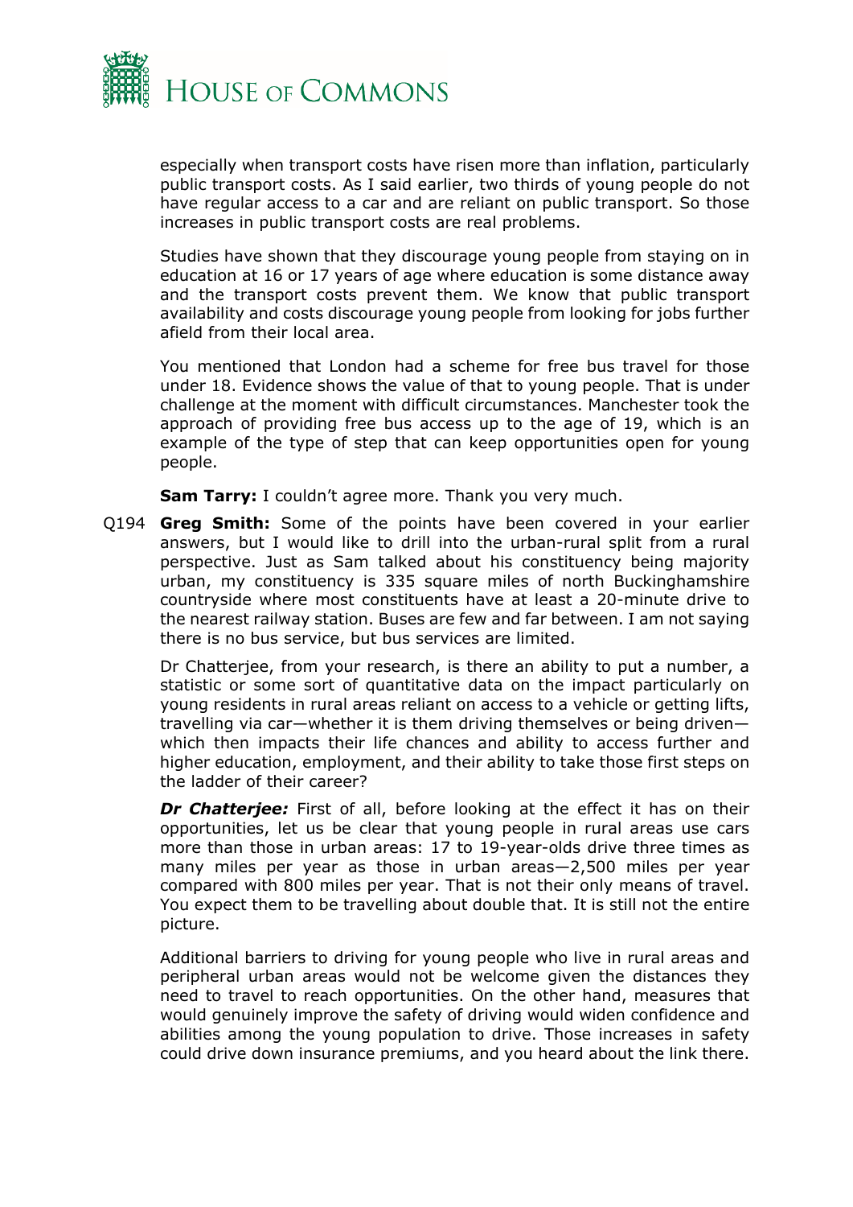especially when transport costs have risen more than inflation, particularly public transport costs. As I said earlier, two thirds of young people do not have regular access to a car and are reliant on public transport. So those increases in public transport costs are real problems.

Studies have shown that they discourage young people from staying on in education at 16 or 17 years of age where education is some distance away and the transport costs prevent them. We know that public transport availability and costs discourage young people from looking for jobs further afield from their local area.

You mentioned that London had a scheme for free bus travel for those under 18. Evidence shows the value of that to young people. That is under challenge at the moment with difficult circumstances. Manchester took the approach of providing free bus access up to the age of 19, which is an example of the type of step that can keep opportunities open for young people.

**Sam Tarry:** I couldn't agree more. Thank you very much.

Q194 **Greg Smith:** Some of the points have been covered in your earlier answers, but I would like to drill into the urban-rural split from a rural perspective. Just as Sam talked about his constituency being majority urban, my constituency is 335 square miles of north Buckinghamshire countryside where most constituents have at least a 20-minute drive to the nearest railway station. Buses are few and far between. I am not saying there is no bus service, but bus services are limited.

Dr Chatterjee, from your research, is there an ability to put a number, a statistic or some sort of quantitative data on the impact particularly on young residents in rural areas reliant on access to a vehicle or getting lifts, travelling via car—whether it is them driving themselves or being driven—which then impacts their life chances and ability to access further and higher education, employment, and their ability to take those first steps on the ladder of their career?

***Dr Chatterjee:*** First of all, before looking at the effect it has on their opportunities, let us be clear that young people in rural areas use cars more than those in urban areas: 17 to 19-year-olds drive three times as many miles per year as those in urban areas—2,500 miles per year compared with 800 miles per year. That is not their only means of travel. You expect them to be travelling about double that. It is still not the entire picture.

Additional barriers to driving for young people who live in rural areas and peripheral urban areas would not be welcome given the distances they need to travel to reach opportunities. On the other hand, measures that would genuinely improve the safety of driving would widen confidence and abilities among the young population to drive. Those increases in safety could drive down insurance premiums, and you heard about the link there.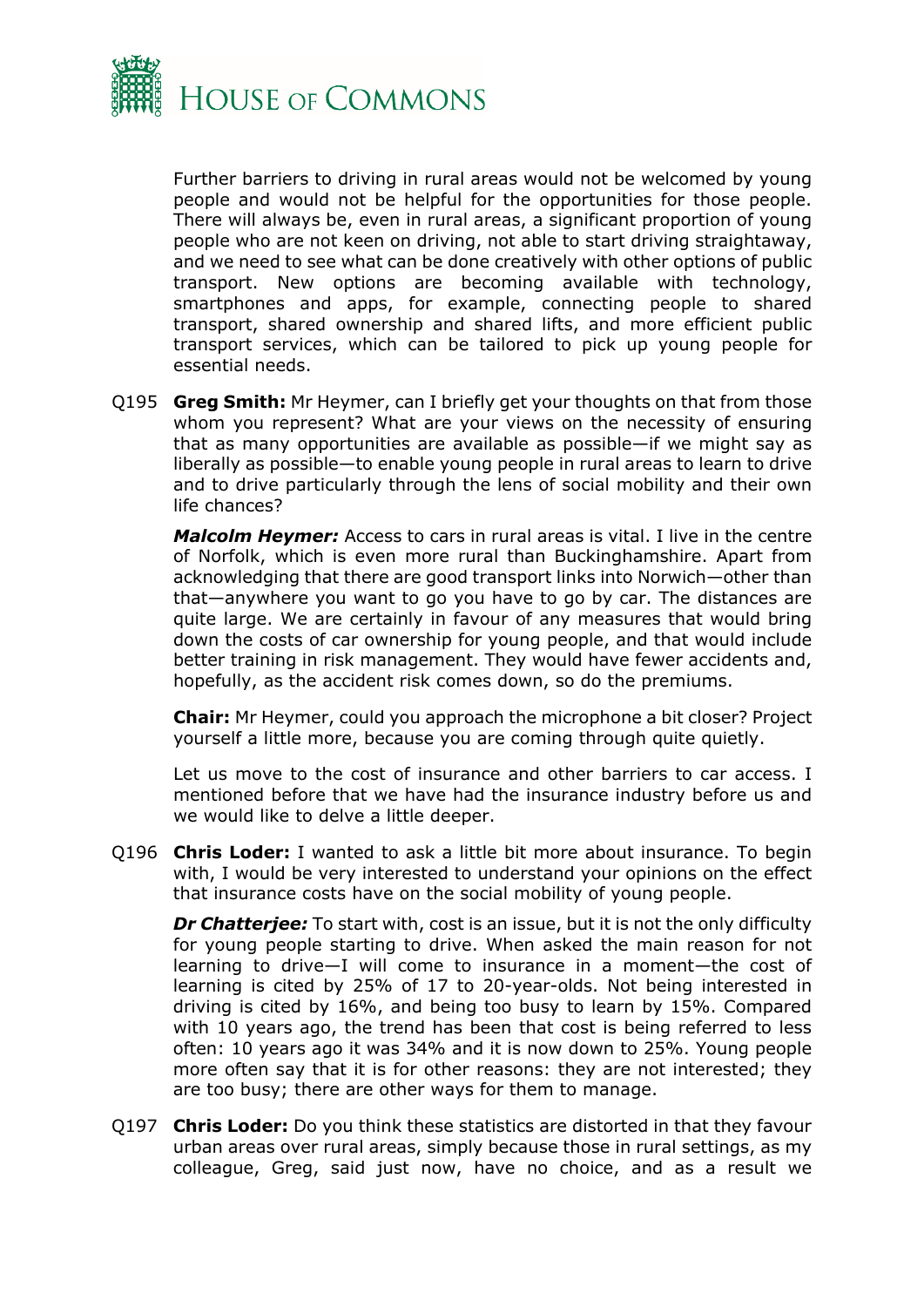Further barriers to driving in rural areas would not be welcomed by young people and would not be helpful for the opportunities for those people. There will always be, even in rural areas, a significant proportion of young people who are not keen on driving, not able to start driving straightaway, and we need to see what can be done creatively with other options of public transport. New options are becoming available with technology, smartphones and apps, for example, connecting people to shared transport, shared ownership and shared lifts, and more efficient public transport services, which can be tailored to pick up young people for essential needs.

Q195 **Greg Smith:** Mr Heymer, can I briefly get your thoughts on that from those whom you represent? What are your views on the necessity of ensuring that as many opportunities are available as possible—if we might say as liberally as possible—to enable young people in rural areas to learn to drive and to drive particularly through the lens of social mobility and their own life chances?

***Malcolm Heymer:*** Access to cars in rural areas is vital. I live in the centre of Norfolk, which is even more rural than Buckinghamshire. Apart from acknowledging that there are good transport links into Norwich—other than that—anywhere you want to go you have to go by car. The distances are quite large. We are certainly in favour of any measures that would bring down the costs of car ownership for young people, and that would include better training in risk management. They would have fewer accidents and, hopefully, as the accident risk comes down, so do the premiums.

**Chair:** Mr Heymer, could you approach the microphone a bit closer? Project yourself a little more, because you are coming through quite quietly.

Let us move to the cost of insurance and other barriers to car access. I mentioned before that we have had the insurance industry before us and we would like to delve a little deeper.

Q196 **Chris Loder:** I wanted to ask a little bit more about insurance. To begin with, I would be very interested to understand your opinions on the effect that insurance costs have on the social mobility of young people.

***Dr Chatterjee:*** To start with, cost is an issue, but it is not the only difficulty for young people starting to drive. When asked the main reason for not learning to drive—I will come to insurance in a moment—the cost of learning is cited by 25% of 17 to 20-year-olds. Not being interested in driving is cited by 16%, and being too busy to learn by 15%. Compared with 10 years ago, the trend has been that cost is being referred to less often: 10 years ago it was 34% and it is now down to 25%. Young people more often say that it is for other reasons: they are not interested; they are too busy; there are other ways for them to manage.

Q197 **Chris Loder:** Do you think these statistics are distorted in that they favour urban areas over rural areas, simply because those in rural settings, as my colleague, Greg, said just now, have no choice, and as a result we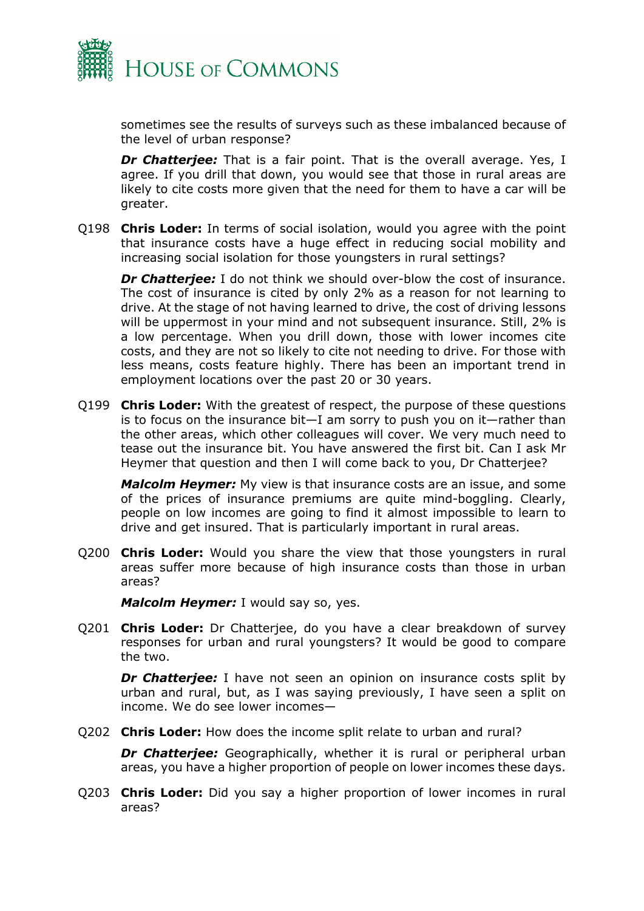sometimes see the results of surveys such as these imbalanced because of the level of urban response?

***Dr Chatterjee:*** That is a fair point. That is the overall average. Yes, I agree. If you drill that down, you would see that those in rural areas are likely to cite costs more given that the need for them to have a car will be greater.

Q198 **Chris Loder:** In terms of social isolation, would you agree with the point that insurance costs have a huge effect in reducing social mobility and increasing social isolation for those youngsters in rural settings?

***Dr Chatterjee:*** I do not think we should over-blow the cost of insurance. The cost of insurance is cited by only 2% as a reason for not learning to drive. At the stage of not having learned to drive, the cost of driving lessons will be uppermost in your mind and not subsequent insurance. Still, 2% is a low percentage. When you drill down, those with lower incomes cite costs, and they are not so likely to cite not needing to drive. For those with less means, costs feature highly. There has been an important trend in employment locations over the past 20 or 30 years.

Q199 **Chris Loder:** With the greatest of respect, the purpose of these questions is to focus on the insurance bit—I am sorry to push you on it—rather than the other areas, which other colleagues will cover. We very much need to tease out the insurance bit. You have answered the first bit. Can I ask Mr Heymer that question and then I will come back to you, Dr Chatterjee?

***Malcolm Heymer:*** My view is that insurance costs are an issue, and some of the prices of insurance premiums are quite mind-boggling. Clearly, people on low incomes are going to find it almost impossible to learn to drive and get insured. That is particularly important in rural areas.

Q200 **Chris Loder:** Would you share the view that those youngsters in rural areas suffer more because of high insurance costs than those in urban areas?

***Malcolm Heymer:*** I would say so, yes.

Q201 **Chris Loder:** Dr Chatterjee, do you have a clear breakdown of survey responses for urban and rural youngsters? It would be good to compare the two.

***Dr Chatterjee:*** I have not seen an opinion on insurance costs split by urban and rural, but, as I was saying previously, I have seen a split on income. We do see lower incomes—

Q202 **Chris Loder:** How does the income split relate to urban and rural?

***Dr Chatterjee:*** Geographically, whether it is rural or peripheral urban areas, you have a higher proportion of people on lower incomes these days.

Q203 **Chris Loder:** Did you say a higher proportion of lower incomes in rural areas?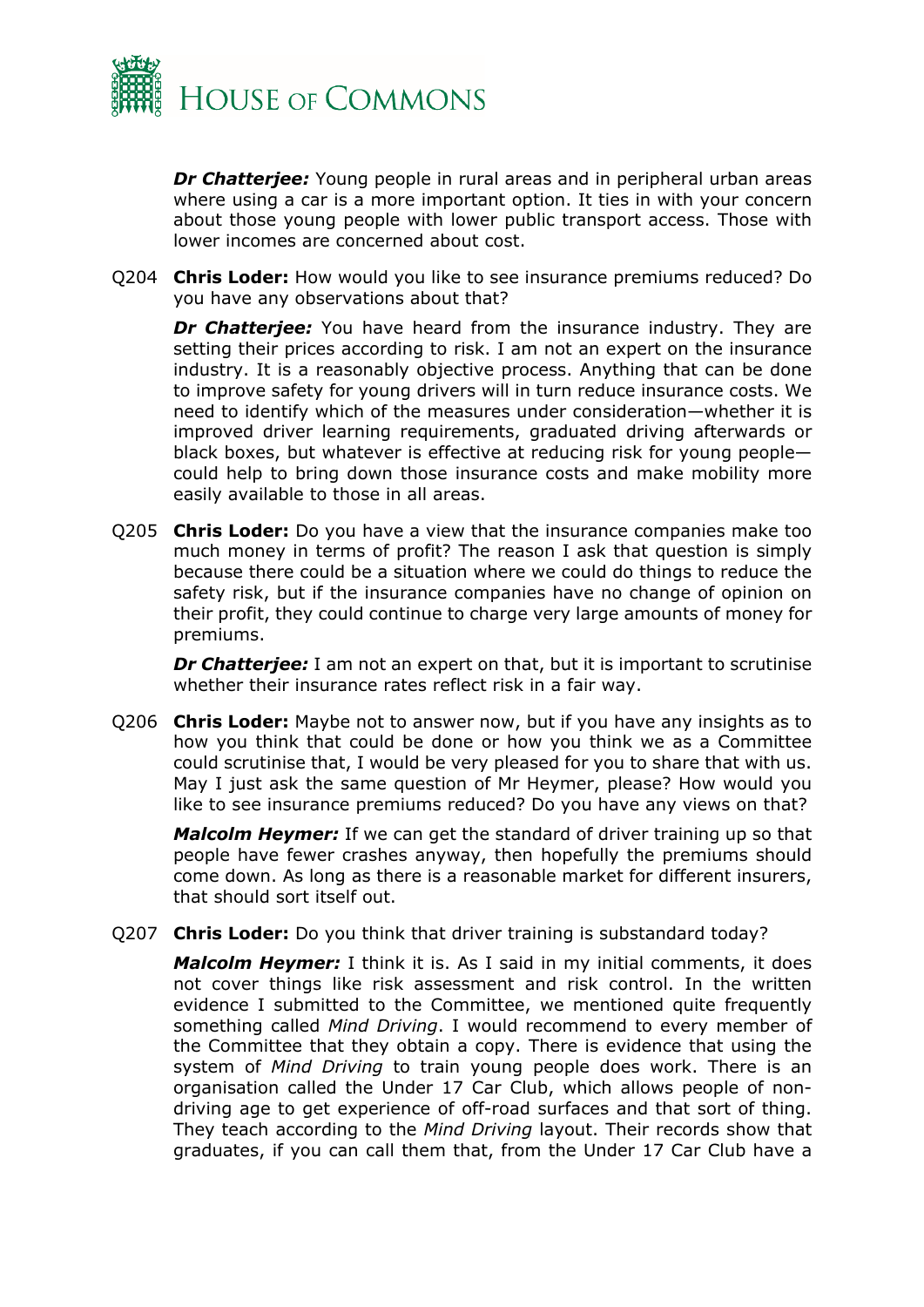***Dr Chatterjee:*** Young people in rural areas and in peripheral urban areas where using a car is a more important option. It ties in with your concern about those young people with lower public transport access. Those with lower incomes are concerned about cost.

Q204 **Chris Loder:** How would you like to see insurance premiums reduced? Do you have any observations about that?

***Dr Chatterjee:*** You have heard from the insurance industry. They are setting their prices according to risk. I am not an expert on the insurance industry. It is a reasonably objective process. Anything that can be done to improve safety for young drivers will in turn reduce insurance costs. We need to identify which of the measures under consideration—whether it is improved driver learning requirements, graduated driving afterwards or black boxes, but whatever is effective at reducing risk for young people—could help to bring down those insurance costs and make mobility more easily available to those in all areas.

Q205 **Chris Loder:** Do you have a view that the insurance companies make too much money in terms of profit? The reason I ask that question is simply because there could be a situation where we could do things to reduce the safety risk, but if the insurance companies have no change of opinion on their profit, they could continue to charge very large amounts of money for premiums.

***Dr Chatterjee:*** I am not an expert on that, but it is important to scrutinise whether their insurance rates reflect risk in a fair way.

Q206 **Chris Loder:** Maybe not to answer now, but if you have any insights as to how you think that could be done or how you think we as a Committee could scrutinise that, I would be very pleased for you to share that with us. May I just ask the same question of Mr Heymer, please? How would you like to see insurance premiums reduced? Do you have any views on that?

***Malcolm Heymer:*** If we can get the standard of driver training up so that people have fewer crashes anyway, then hopefully the premiums should come down. As long as there is a reasonable market for different insurers, that should sort itself out.

Q207 **Chris Loder:** Do you think that driver training is substandard today?

***Malcolm Heymer:*** I think it is. As I said in my initial comments, it does not cover things like risk assessment and risk control. In the written evidence I submitted to the Committee, we mentioned quite frequently something called *Mind Driving*. I would recommend to every member of the Committee that they obtain a copy. There is evidence that using the system of *Mind Driving* to train young people does work. There is an organisation called the Under 17 Car Club, which allows people of non-driving age to get experience of off-road surfaces and that sort of thing. They teach according to the *Mind Driving* layout. Their records show that graduates, if you can call them that, from the Under 17 Car Club have a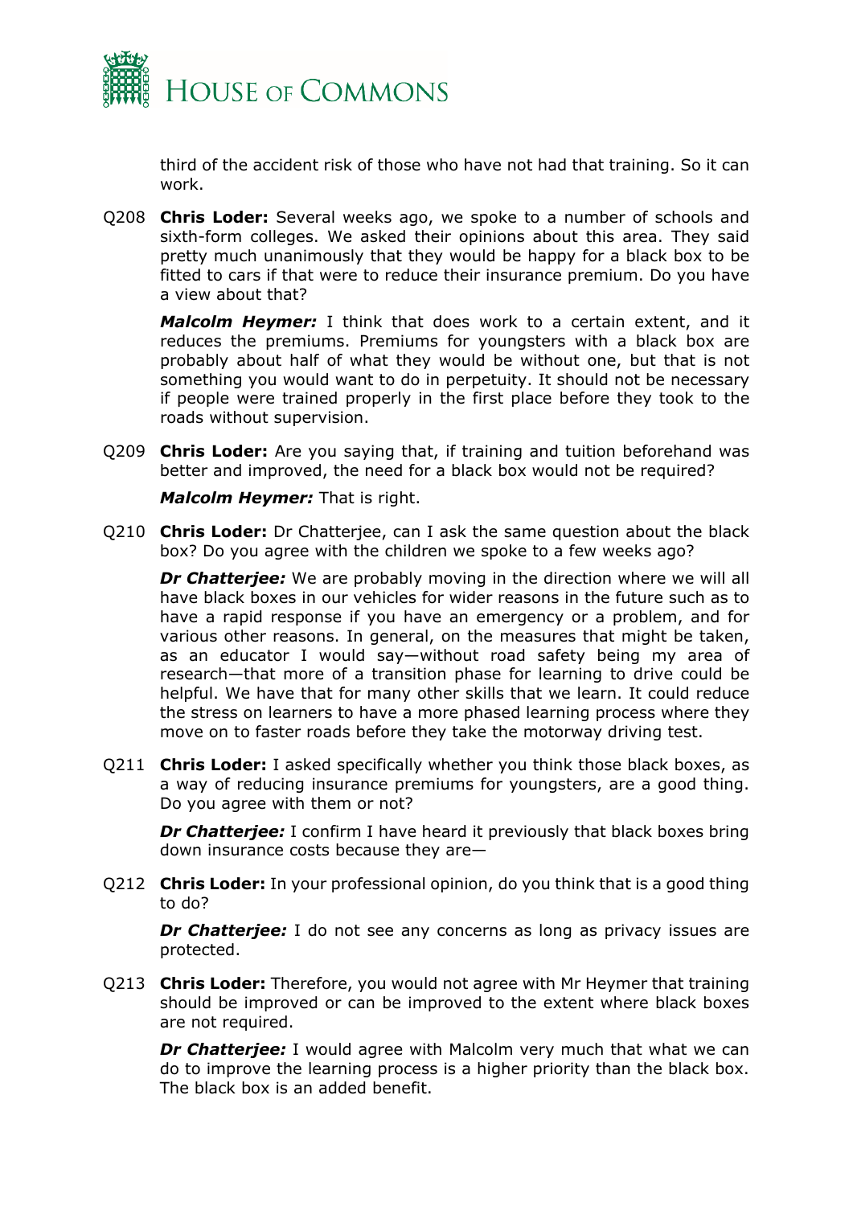third of the accident risk of those who have not had that training. So it can work.

Q208 **Chris Loder:** Several weeks ago, we spoke to a number of schools and sixth-form colleges. We asked their opinions about this area. They said pretty much unanimously that they would be happy for a black box to be fitted to cars if that were to reduce their insurance premium. Do you have a view about that?

***Malcolm Heymer:*** I think that does work to a certain extent, and it reduces the premiums. Premiums for youngsters with a black box are probably about half of what they would be without one, but that is not something you would want to do in perpetuity. It should not be necessary if people were trained properly in the first place before they took to the roads without supervision.

Q209 **Chris Loder:** Are you saying that, if training and tuition beforehand was better and improved, the need for a black box would not be required?

***Malcolm Heymer:*** That is right.

Q210 **Chris Loder:** Dr Chatterjee, can I ask the same question about the black box? Do you agree with the children we spoke to a few weeks ago?

***Dr Chatterjee:*** We are probably moving in the direction where we will all have black boxes in our vehicles for wider reasons in the future such as to have a rapid response if you have an emergency or a problem, and for various other reasons. In general, on the measures that might be taken, as an educator I would say—without road safety being my area of research—that more of a transition phase for learning to drive could be helpful. We have that for many other skills that we learn. It could reduce the stress on learners to have a more phased learning process where they move on to faster roads before they take the motorway driving test.

Q211 **Chris Loder:** I asked specifically whether you think those black boxes, as a way of reducing insurance premiums for youngsters, are a good thing. Do you agree with them or not?

***Dr Chatterjee:*** I confirm I have heard it previously that black boxes bring down insurance costs because they are—

Q212 **Chris Loder:** In your professional opinion, do you think that is a good thing to do?

***Dr Chatterjee:*** I do not see any concerns as long as privacy issues are protected.

Q213 **Chris Loder:** Therefore, you would not agree with Mr Heymer that training should be improved or can be improved to the extent where black boxes are not required.

***Dr Chatterjee:*** I would agree with Malcolm very much that what we can do to improve the learning process is a higher priority than the black box. The black box is an added benefit.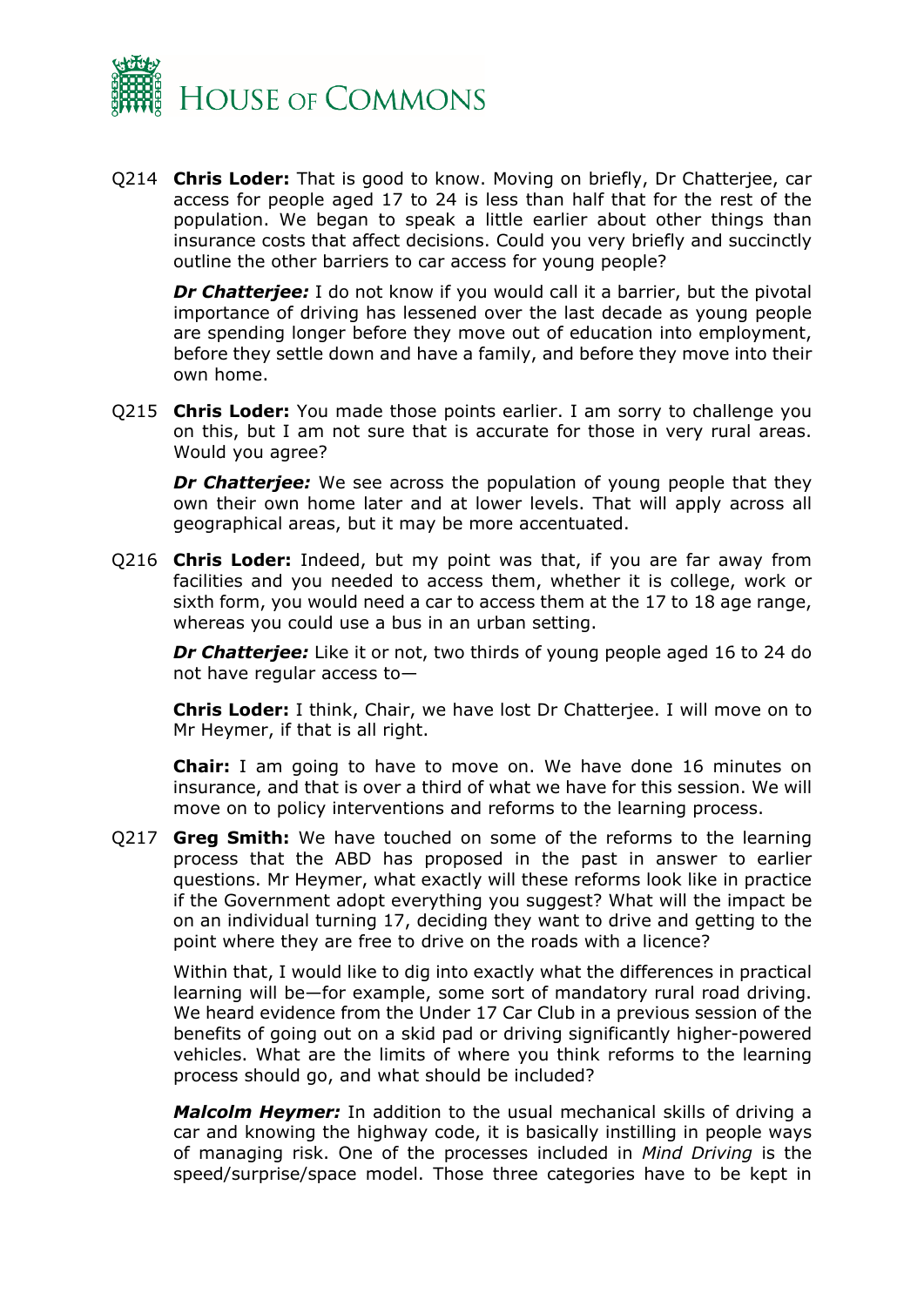Q214 **Chris Loder:** That is good to know. Moving on briefly, Dr Chatterjee, car access for people aged 17 to 24 is less than half that for the rest of the population. We began to speak a little earlier about other things than insurance costs that affect decisions. Could you very briefly and succinctly outline the other barriers to car access for young people?

***Dr Chatterjee:*** I do not know if you would call it a barrier, but the pivotal importance of driving has lessened over the last decade as young people are spending longer before they move out of education into employment, before they settle down and have a family, and before they move into their own home.

Q215 **Chris Loder:** You made those points earlier. I am sorry to challenge you on this, but I am not sure that is accurate for those in very rural areas. Would you agree?

***Dr Chatterjee:*** We see across the population of young people that they own their own home later and at lower levels. That will apply across all geographical areas, but it may be more accentuated.

Q216 **Chris Loder:** Indeed, but my point was that, if you are far away from facilities and you needed to access them, whether it is college, work or sixth form, you would need a car to access them at the 17 to 18 age range, whereas you could use a bus in an urban setting.

***Dr Chatterjee:*** Like it or not, two thirds of young people aged 16 to 24 do not have regular access to—

**Chris Loder:** I think, Chair, we have lost Dr Chatterjee. I will move on to Mr Heymer, if that is all right.

**Chair:** I am going to have to move on. We have done 16 minutes on insurance, and that is over a third of what we have for this session. We will move on to policy interventions and reforms to the learning process.

Q217 **Greg Smith:** We have touched on some of the reforms to the learning process that the ABD has proposed in the past in answer to earlier questions. Mr Heymer, what exactly will these reforms look like in practice if the Government adopt everything you suggest? What will the impact be on an individual turning 17, deciding they want to drive and getting to the point where they are free to drive on the roads with a licence?

Within that, I would like to dig into exactly what the differences in practical learning will be—for example, some sort of mandatory rural road driving. We heard evidence from the Under 17 Car Club in a previous session of the benefits of going out on a skid pad or driving significantly higher-powered vehicles. What are the limits of where you think reforms to the learning process should go, and what should be included?

***Malcolm Heymer:*** In addition to the usual mechanical skills of driving a car and knowing the highway code, it is basically instilling in people ways of managing risk. One of the processes included in *Mind Driving* is the speed/surprise/space model. Those three categories have to be kept in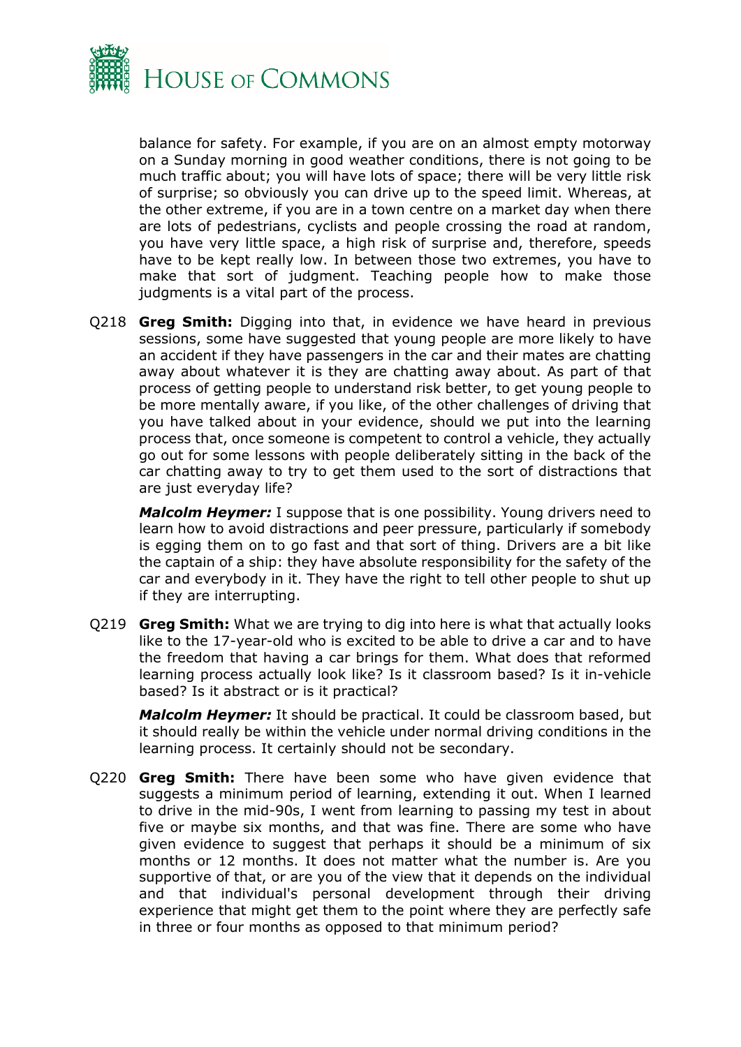balance for safety. For example, if you are on an almost empty motorway on a Sunday morning in good weather conditions, there is not going to be much traffic about; you will have lots of space; there will be very little risk of surprise; so obviously you can drive up to the speed limit. Whereas, at the other extreme, if you are in a town centre on a market day when there are lots of pedestrians, cyclists and people crossing the road at random, you have very little space, a high risk of surprise and, therefore, speeds have to be kept really low. In between those two extremes, you have to make that sort of judgment. Teaching people how to make those judgments is a vital part of the process.

Q218 **Greg Smith:** Digging into that, in evidence we have heard in previous sessions, some have suggested that young people are more likely to have an accident if they have passengers in the car and their mates are chatting away about whatever it is they are chatting away about. As part of that process of getting people to understand risk better, to get young people to be more mentally aware, if you like, of the other challenges of driving that you have talked about in your evidence, should we put into the learning process that, once someone is competent to control a vehicle, they actually go out for some lessons with people deliberately sitting in the back of the car chatting away to try to get them used to the sort of distractions that are just everyday life?

***Malcolm Heymer:*** I suppose that is one possibility. Young drivers need to learn how to avoid distractions and peer pressure, particularly if somebody is egging them on to go fast and that sort of thing. Drivers are a bit like the captain of a ship: they have absolute responsibility for the safety of the car and everybody in it. They have the right to tell other people to shut up if they are interrupting.

Q219 **Greg Smith:** What we are trying to dig into here is what that actually looks like to the 17-year-old who is excited to be able to drive a car and to have the freedom that having a car brings for them. What does that reformed learning process actually look like? Is it classroom based? Is it in-vehicle based? Is it abstract or is it practical?

***Malcolm Heymer:*** It should be practical. It could be classroom based, but it should really be within the vehicle under normal driving conditions in the learning process. It certainly should not be secondary.

Q220 **Greg Smith:** There have been some who have given evidence that suggests a minimum period of learning, extending it out. When I learned to drive in the mid-90s, I went from learning to passing my test in about five or maybe six months, and that was fine. There are some who have given evidence to suggest that perhaps it should be a minimum of six months or 12 months. It does not matter what the number is. Are you supportive of that, or are you of the view that it depends on the individual and that individual's personal development through their driving experience that might get them to the point where they are perfectly safe in three or four months as opposed to that minimum period?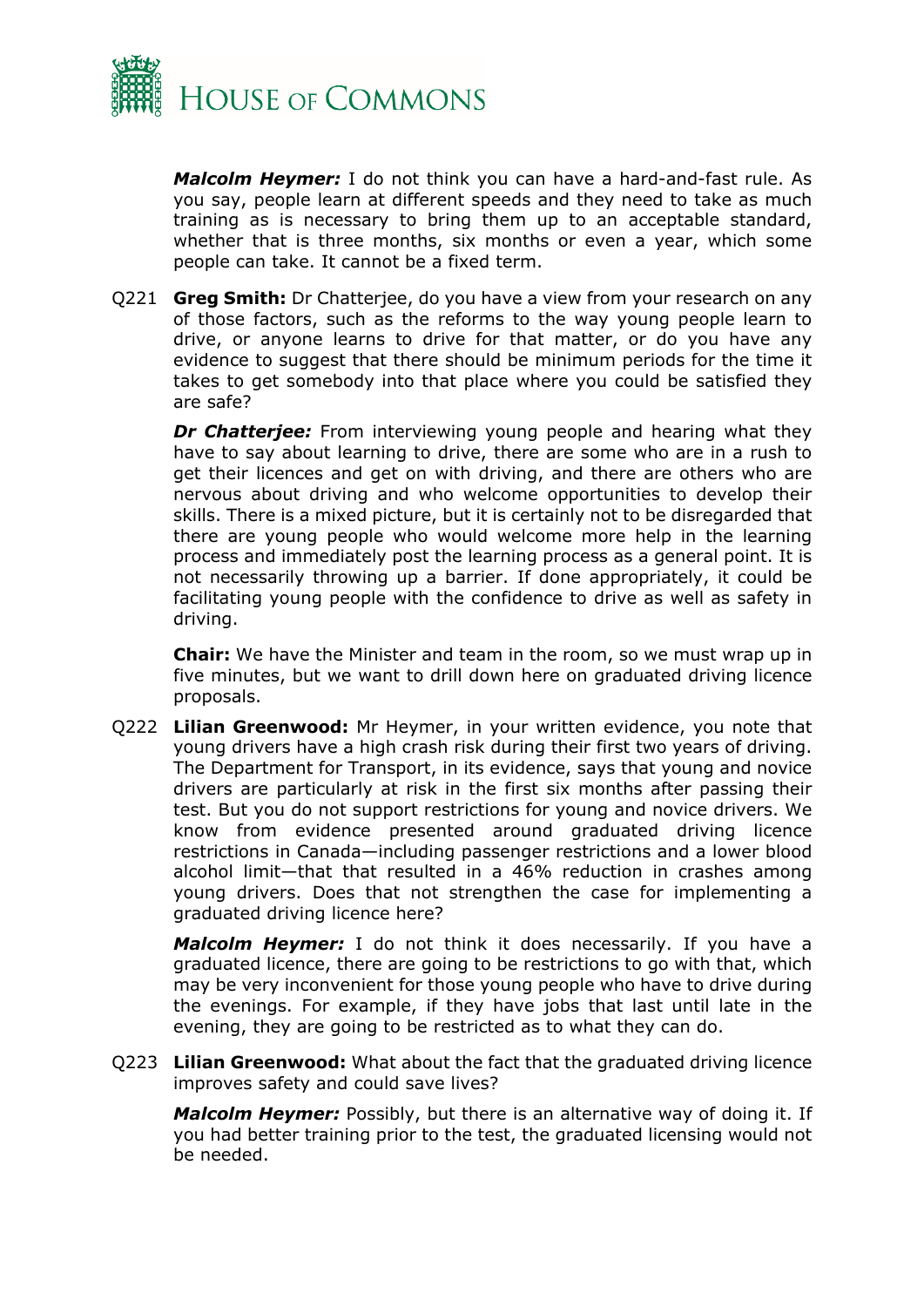***Malcolm Heymer:*** I do not think you can have a hard-and-fast rule. As you say, people learn at different speeds and they need to take as much training as is necessary to bring them up to an acceptable standard, whether that is three months, six months or even a year, which some people can take. It cannot be a fixed term.

Q221 **Greg Smith:** Dr Chatterjee, do you have a view from your research on any of those factors, such as the reforms to the way young people learn to drive, or anyone learns to drive for that matter, or do you have any evidence to suggest that there should be minimum periods for the time it takes to get somebody into that place where you could be satisfied they are safe?

***Dr Chatterjee:*** From interviewing young people and hearing what they have to say about learning to drive, there are some who are in a rush to get their licences and get on with driving, and there are others who are nervous about driving and who welcome opportunities to develop their skills. There is a mixed picture, but it is certainly not to be disregarded that there are young people who would welcome more help in the learning process and immediately post the learning process as a general point. It is not necessarily throwing up a barrier. If done appropriately, it could be facilitating young people with the confidence to drive as well as safety in driving.

**Chair:** We have the Minister and team in the room, so we must wrap up in five minutes, but we want to drill down here on graduated driving licence proposals.

Q222 **Lilian Greenwood:** Mr Heymer, in your written evidence, you note that young drivers have a high crash risk during their first two years of driving. The Department for Transport, in its evidence, says that young and novice drivers are particularly at risk in the first six months after passing their test. But you do not support restrictions for young and novice drivers. We know from evidence presented around graduated driving licence restrictions in Canada—including passenger restrictions and a lower blood alcohol limit—that that resulted in a 46% reduction in crashes among young drivers. Does that not strengthen the case for implementing a graduated driving licence here?

***Malcolm Heymer:*** I do not think it does necessarily. If you have a graduated licence, there are going to be restrictions to go with that, which may be very inconvenient for those young people who have to drive during the evenings. For example, if they have jobs that last until late in the evening, they are going to be restricted as to what they can do.

Q223 **Lilian Greenwood:** What about the fact that the graduated driving licence improves safety and could save lives?

***Malcolm Heymer:*** Possibly, but there is an alternative way of doing it. If you had better training prior to the test, the graduated licensing would not be needed.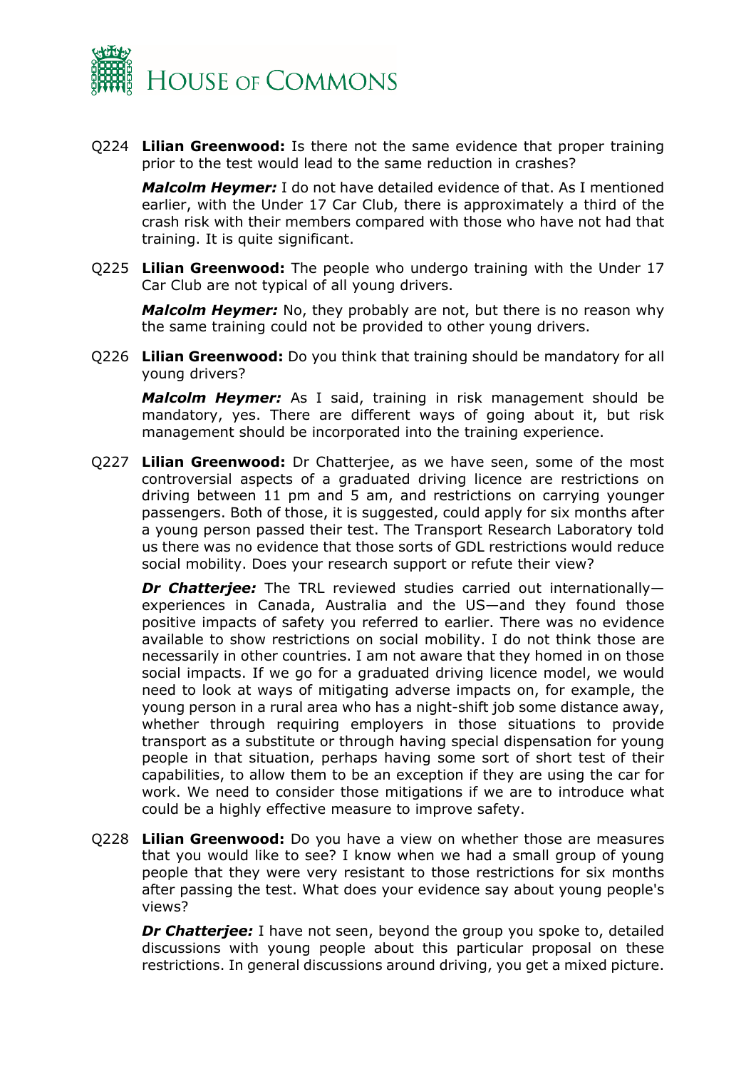Q224 **Lilian Greenwood:** Is there not the same evidence that proper training prior to the test would lead to the same reduction in crashes?

***Malcolm Heymer:*** I do not have detailed evidence of that. As I mentioned earlier, with the Under 17 Car Club, there is approximately a third of the crash risk with their members compared with those who have not had that training. It is quite significant.

Q225 **Lilian Greenwood:** The people who undergo training with the Under 17 Car Club are not typical of all young drivers.

***Malcolm Heymer:*** No, they probably are not, but there is no reason why the same training could not be provided to other young drivers.

Q226 **Lilian Greenwood:** Do you think that training should be mandatory for all young drivers?

***Malcolm Heymer:*** As I said, training in risk management should be mandatory, yes. There are different ways of going about it, but risk management should be incorporated into the training experience.

Q227 **Lilian Greenwood:** Dr Chatterjee, as we have seen, some of the most controversial aspects of a graduated driving licence are restrictions on driving between 11 pm and 5 am, and restrictions on carrying younger passengers. Both of those, it is suggested, could apply for six months after a young person passed their test. The Transport Research Laboratory told us there was no evidence that those sorts of GDL restrictions would reduce social mobility. Does your research support or refute their view?

***Dr Chatterjee:*** The TRL reviewed studies carried out internationally—experiences in Canada, Australia and the US—and they found those positive impacts of safety you referred to earlier. There was no evidence available to show restrictions on social mobility. I do not think those are necessarily in other countries. I am not aware that they homed in on those social impacts. If we go for a graduated driving licence model, we would need to look at ways of mitigating adverse impacts on, for example, the young person in a rural area who has a night-shift job some distance away, whether through requiring employers in those situations to provide transport as a substitute or through having special dispensation for young people in that situation, perhaps having some sort of short test of their capabilities, to allow them to be an exception if they are using the car for work. We need to consider those mitigations if we are to introduce what could be a highly effective measure to improve safety.

Q228 **Lilian Greenwood:** Do you have a view on whether those are measures that you would like to see? I know when we had a small group of young people that they were very resistant to those restrictions for six months after passing the test. What does your evidence say about young people's views?

***Dr Chatterjee:*** I have not seen, beyond the group you spoke to, detailed discussions with young people about this particular proposal on these restrictions. In general discussions around driving, you get a mixed picture.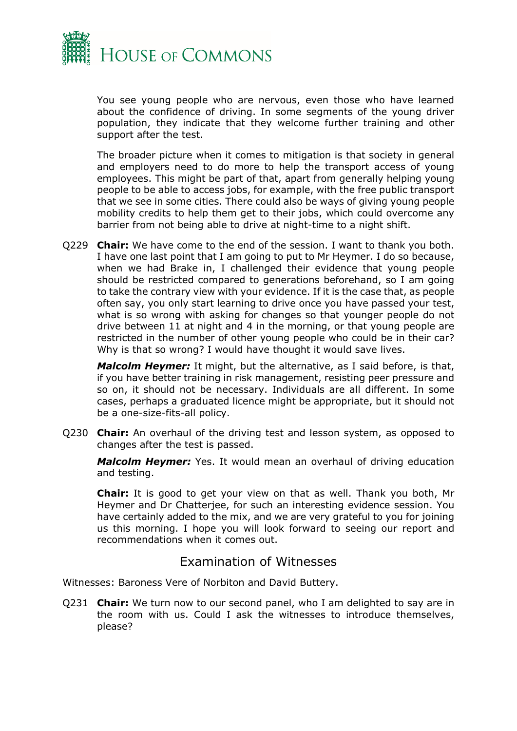You see young people who are nervous, even those who have learned about the confidence of driving. In some segments of the young driver population, they indicate that they welcome further training and other support after the test.

The broader picture when it comes to mitigation is that society in general and employers need to do more to help the transport access of young employees. This might be part of that, apart from generally helping young people to be able to access jobs, for example, with the free public transport that we see in some cities. There could also be ways of giving young people mobility credits to help them get to their jobs, which could overcome any barrier from not being able to drive at night-time to a night shift.

Q229 **Chair:** We have come to the end of the session. I want to thank you both. I have one last point that I am going to put to Mr Heymer. I do so because, when we had Brake in, I challenged their evidence that young people should be restricted compared to generations beforehand, so I am going to take the contrary view with your evidence. If it is the case that, as people often say, you only start learning to drive once you have passed your test, what is so wrong with asking for changes so that younger people do not drive between 11 at night and 4 in the morning, or that young people are restricted in the number of other young people who could be in their car? Why is that so wrong? I would have thought it would save lives.

***Malcolm Heymer:*** It might, but the alternative, as I said before, is that, if you have better training in risk management, resisting peer pressure and so on, it should not be necessary. Individuals are all different. In some cases, perhaps a graduated licence might be appropriate, but it should not be a one-size-fits-all policy.

Q230 **Chair:** An overhaul of the driving test and lesson system, as opposed to changes after the test is passed.

***Malcolm Heymer:*** Yes. It would mean an overhaul of driving education and testing.

**Chair:** It is good to get your view on that as well. Thank you both, Mr Heymer and Dr Chatterjee, for such an interesting evidence session. You have certainly added to the mix, and we are very grateful to you for joining us this morning. I hope you will look forward to seeing our report and recommendations when it comes out.

## Examination of Witnesses

Witnesses: Baroness Vere of Norbiton and David Buttery.

Q231 **Chair:** We turn now to our second panel, who I am delighted to say are in the room with us. Could I ask the witnesses to introduce themselves, please?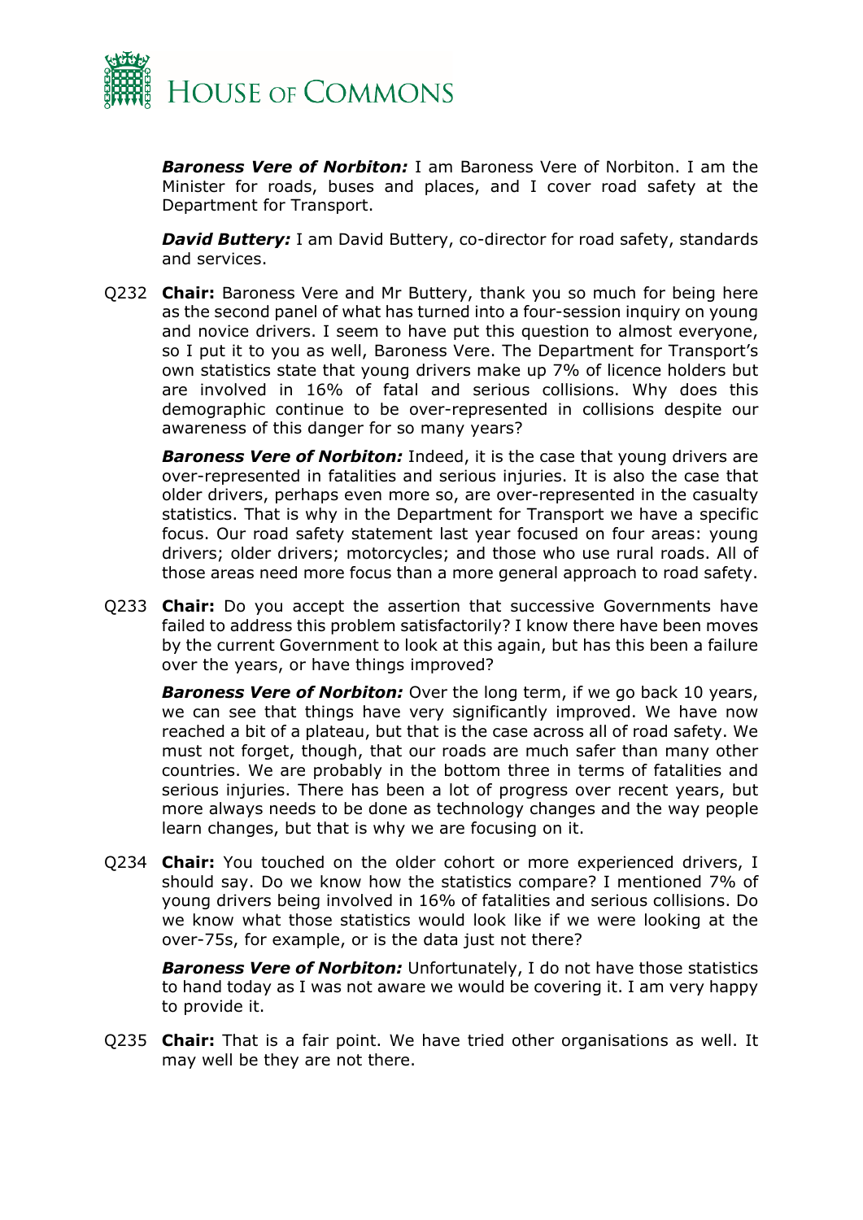***Baroness Vere of Norbiton:*** I am Baroness Vere of Norbiton. I am the Minister for roads, buses and places, and I cover road safety at the Department for Transport.

***David Buttery:*** I am David Buttery, co-director for road safety, standards and services.

Q232 **Chair:** Baroness Vere and Mr Buttery, thank you so much for being here as the second panel of what has turned into a four-session inquiry on young and novice drivers. I seem to have put this question to almost everyone, so I put it to you as well, Baroness Vere. The Department for Transport's own statistics state that young drivers make up 7% of licence holders but are involved in 16% of fatal and serious collisions. Why does this demographic continue to be over-represented in collisions despite our awareness of this danger for so many years?

***Baroness Vere of Norbiton:*** Indeed, it is the case that young drivers are over-represented in fatalities and serious injuries. It is also the case that older drivers, perhaps even more so, are over-represented in the casualty statistics. That is why in the Department for Transport we have a specific focus. Our road safety statement last year focused on four areas: young drivers; older drivers; motorcycles; and those who use rural roads. All of those areas need more focus than a more general approach to road safety.

Q233 **Chair:** Do you accept the assertion that successive Governments have failed to address this problem satisfactorily? I know there have been moves by the current Government to look at this again, but has this been a failure over the years, or have things improved?

***Baroness Vere of Norbiton:*** Over the long term, if we go back 10 years, we can see that things have very significantly improved. We have now reached a bit of a plateau, but that is the case across all of road safety. We must not forget, though, that our roads are much safer than many other countries. We are probably in the bottom three in terms of fatalities and serious injuries. There has been a lot of progress over recent years, but more always needs to be done as technology changes and the way people learn changes, but that is why we are focusing on it.

Q234 **Chair:** You touched on the older cohort or more experienced drivers, I should say. Do we know how the statistics compare? I mentioned 7% of young drivers being involved in 16% of fatalities and serious collisions. Do we know what those statistics would look like if we were looking at the over-75s, for example, or is the data just not there?

***Baroness Vere of Norbiton:*** Unfortunately, I do not have those statistics to hand today as I was not aware we would be covering it. I am very happy to provide it.

Q235 **Chair:** That is a fair point. We have tried other organisations as well. It may well be they are not there.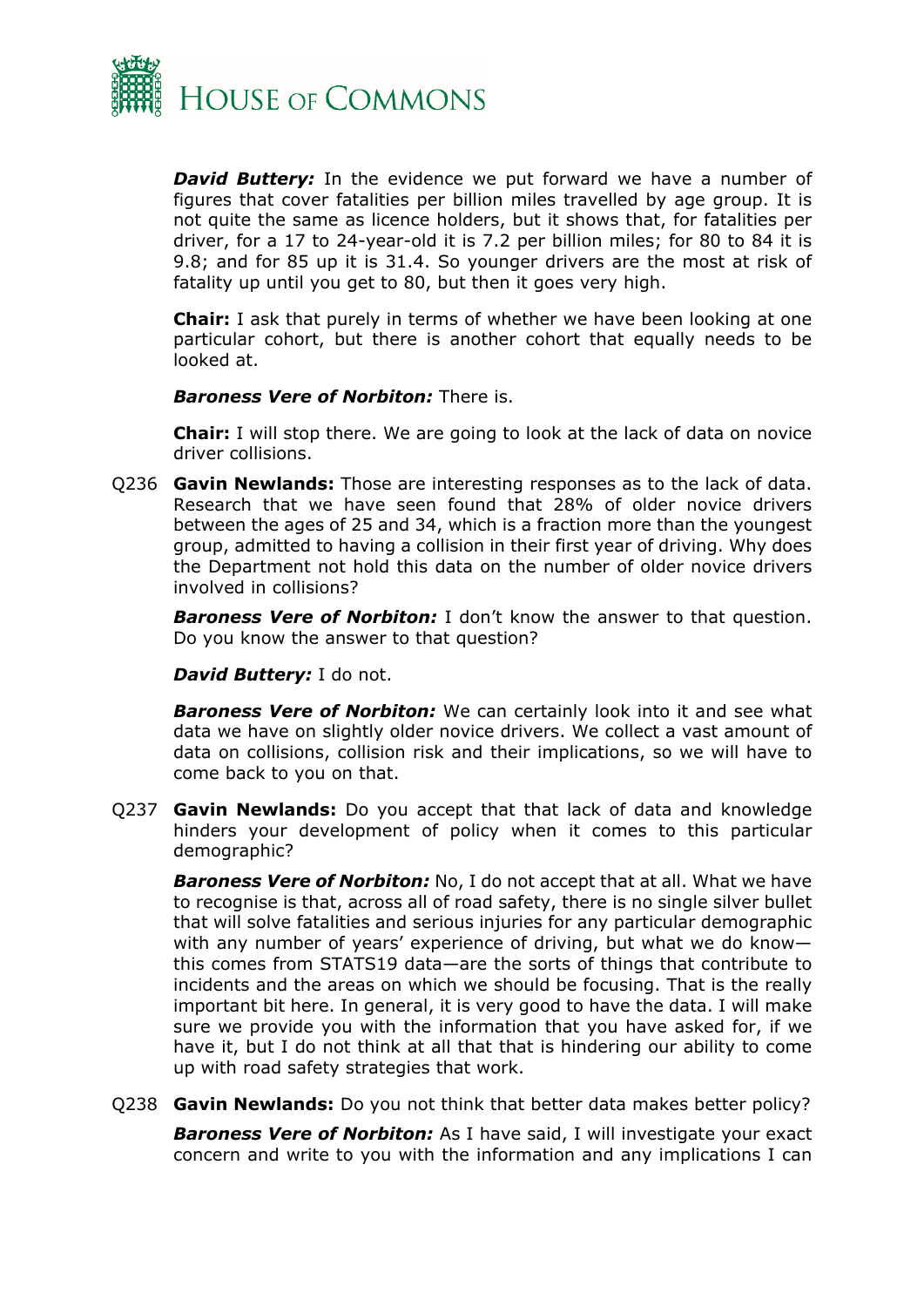***David Buttery:*** In the evidence we put forward we have a number of figures that cover fatalities per billion miles travelled by age group. It is not quite the same as licence holders, but it shows that, for fatalities per driver, for a 17 to 24-year-old it is 7.2 per billion miles; for 80 to 84 it is 9.8; and for 85 up it is 31.4. So younger drivers are the most at risk of fatality up until you get to 80, but then it goes very high.

**Chair:** I ask that purely in terms of whether we have been looking at one particular cohort, but there is another cohort that equally needs to be looked at.

***Baroness Vere of Norbiton:*** There is.

**Chair:** I will stop there. We are going to look at the lack of data on novice driver collisions.

Q236 **Gavin Newlands:** Those are interesting responses as to the lack of data. Research that we have seen found that 28% of older novice drivers between the ages of 25 and 34, which is a fraction more than the youngest group, admitted to having a collision in their first year of driving. Why does the Department not hold this data on the number of older novice drivers involved in collisions?

***Baroness Vere of Norbiton:*** I don't know the answer to that question. Do you know the answer to that question?

***David Buttery:*** I do not.

***Baroness Vere of Norbiton:*** We can certainly look into it and see what data we have on slightly older novice drivers. We collect a vast amount of data on collisions, collision risk and their implications, so we will have to come back to you on that.

Q237 **Gavin Newlands:** Do you accept that that lack of data and knowledge hinders your development of policy when it comes to this particular demographic?

***Baroness Vere of Norbiton:*** No, I do not accept that at all. What we have to recognise is that, across all of road safety, there is no single silver bullet that will solve fatalities and serious injuries for any particular demographic with any number of years' experience of driving, but what we do know—this comes from STATS19 data—are the sorts of things that contribute to incidents and the areas on which we should be focusing. That is the really important bit here. In general, it is very good to have the data. I will make sure we provide you with the information that you have asked for, if we have it, but I do not think at all that that is hindering our ability to come up with road safety strategies that work.

Q238 **Gavin Newlands:** Do you not think that better data makes better policy?

***Baroness Vere of Norbiton:*** As I have said, I will investigate your exact concern and write to you with the information and any implications I can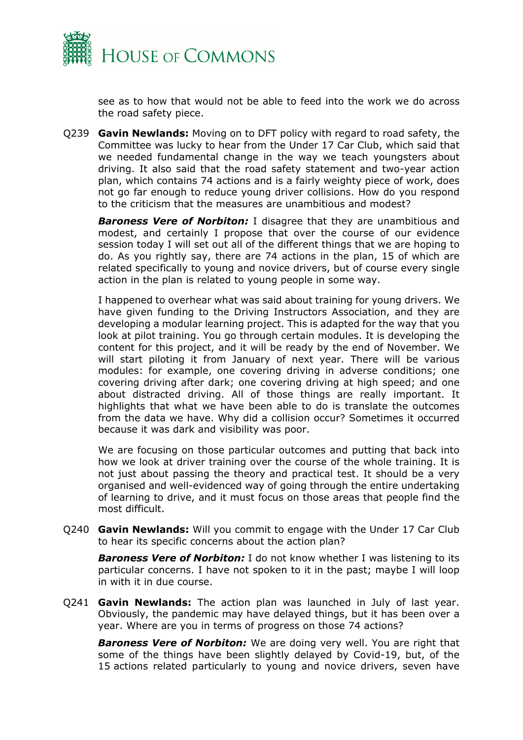see as to how that would not be able to feed into the work we do across the road safety piece.

Q239 **Gavin Newlands:** Moving on to DFT policy with regard to road safety, the Committee was lucky to hear from the Under 17 Car Club, which said that we needed fundamental change in the way we teach youngsters about driving. It also said that the road safety statement and two-year action plan, which contains 74 actions and is a fairly weighty piece of work, does not go far enough to reduce young driver collisions. How do you respond to the criticism that the measures are unambitious and modest?

***Baroness Vere of Norbiton:*** I disagree that they are unambitious and modest, and certainly I propose that over the course of our evidence session today I will set out all of the different things that we are hoping to do. As you rightly say, there are 74 actions in the plan, 15 of which are related specifically to young and novice drivers, but of course every single action in the plan is related to young people in some way.

I happened to overhear what was said about training for young drivers. We have given funding to the Driving Instructors Association, and they are developing a modular learning project. This is adapted for the way that you look at pilot training. You go through certain modules. It is developing the content for this project, and it will be ready by the end of November. We will start piloting it from January of next year. There will be various modules: for example, one covering driving in adverse conditions; one covering driving after dark; one covering driving at high speed; and one about distracted driving. All of those things are really important. It highlights that what we have been able to do is translate the outcomes from the data we have. Why did a collision occur? Sometimes it occurred because it was dark and visibility was poor.

We are focusing on those particular outcomes and putting that back into how we look at driver training over the course of the whole training. It is not just about passing the theory and practical test. It should be a very organised and well-evidenced way of going through the entire undertaking of learning to drive, and it must focus on those areas that people find the most difficult.

Q240 **Gavin Newlands:** Will you commit to engage with the Under 17 Car Club to hear its specific concerns about the action plan?

***Baroness Vere of Norbiton:*** I do not know whether I was listening to its particular concerns. I have not spoken to it in the past; maybe I will loop in with it in due course.

Q241 **Gavin Newlands:** The action plan was launched in July of last year. Obviously, the pandemic may have delayed things, but it has been over a year. Where are you in terms of progress on those 74 actions?

***Baroness Vere of Norbiton:*** We are doing very well. You are right that some of the things have been slightly delayed by Covid-19, but, of the 15 actions related particularly to young and novice drivers, seven have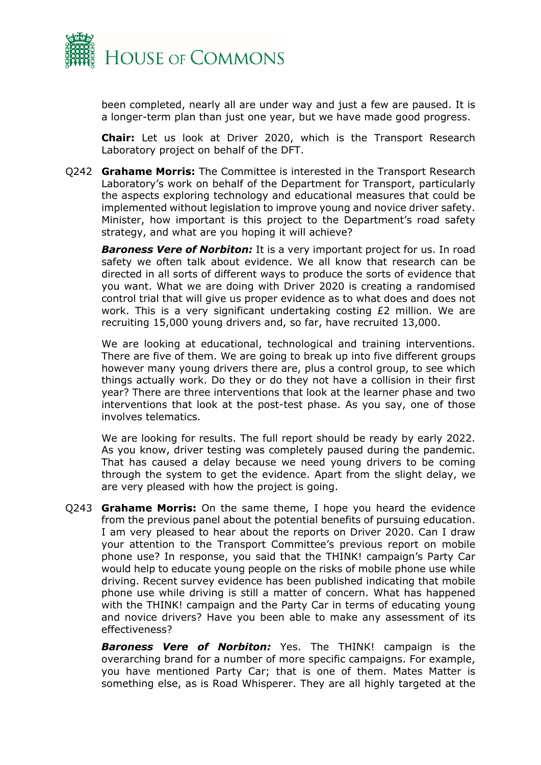been completed, nearly all are under way and just a few are paused. It is a longer-term plan than just one year, but we have made good progress.

**Chair:** Let us look at Driver 2020, which is the Transport Research Laboratory project on behalf of the DFT.

Q242 **Grahame Morris:** The Committee is interested in the Transport Research Laboratory's work on behalf of the Department for Transport, particularly the aspects exploring technology and educational measures that could be implemented without legislation to improve young and novice driver safety. Minister, how important is this project to the Department's road safety strategy, and what are you hoping it will achieve?

***Baroness Vere of Norbiton:*** It is a very important project for us. In road safety we often talk about evidence. We all know that research can be directed in all sorts of different ways to produce the sorts of evidence that you want. What we are doing with Driver 2020 is creating a randomised control trial that will give us proper evidence as to what does and does not work. This is a very significant undertaking costing £2 million. We are recruiting 15,000 young drivers and, so far, have recruited 13,000.

We are looking at educational, technological and training interventions. There are five of them. We are going to break up into five different groups however many young drivers there are, plus a control group, to see which things actually work. Do they or do they not have a collision in their first year? There are three interventions that look at the learner phase and two interventions that look at the post-test phase. As you say, one of those involves telematics.

We are looking for results. The full report should be ready by early 2022. As you know, driver testing was completely paused during the pandemic. That has caused a delay because we need young drivers to be coming through the system to get the evidence. Apart from the slight delay, we are very pleased with how the project is going.

Q243 **Grahame Morris:** On the same theme, I hope you heard the evidence from the previous panel about the potential benefits of pursuing education. I am very pleased to hear about the reports on Driver 2020. Can I draw your attention to the Transport Committee's previous report on mobile phone use? In response, you said that the THINK! campaign's Party Car would help to educate young people on the risks of mobile phone use while driving. Recent survey evidence has been published indicating that mobile phone use while driving is still a matter of concern. What has happened with the THINK! campaign and the Party Car in terms of educating young and novice drivers? Have you been able to make any assessment of its effectiveness?

***Baroness Vere of Norbiton:*** Yes. The THINK! campaign is the overarching brand for a number of more specific campaigns. For example, you have mentioned Party Car; that is one of them. Mates Matter is something else, as is Road Whisperer. They are all highly targeted at the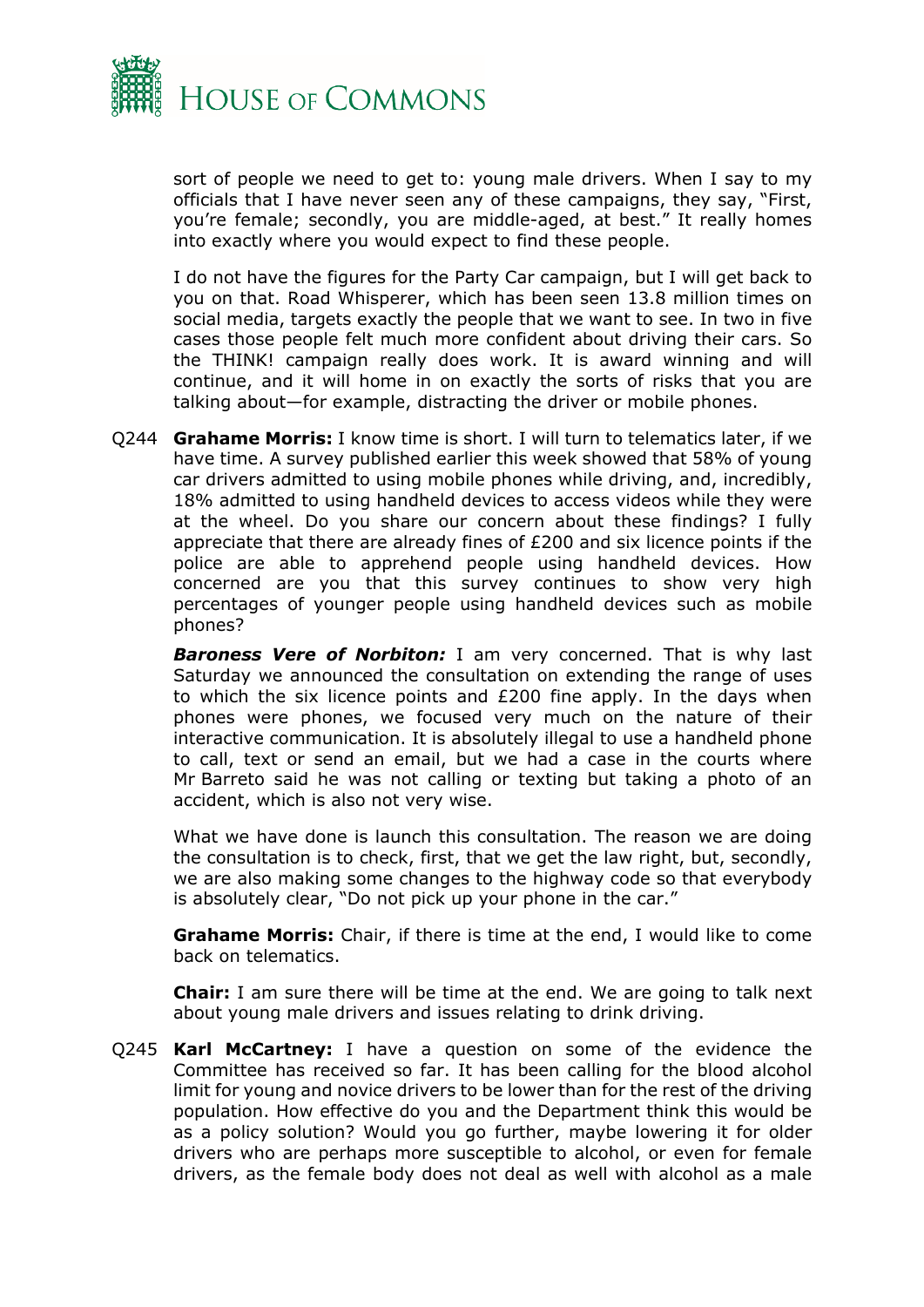sort of people we need to get to: young male drivers. When I say to my officials that I have never seen any of these campaigns, they say, "First, you're female; secondly, you are middle-aged, at best." It really homes into exactly where you would expect to find these people.

I do not have the figures for the Party Car campaign, but I will get back to you on that. Road Whisperer, which has been seen 13.8 million times on social media, targets exactly the people that we want to see. In two in five cases those people felt much more confident about driving their cars. So the THINK! campaign really does work. It is award winning and will continue, and it will home in on exactly the sorts of risks that you are talking about—for example, distracting the driver or mobile phones.

Q244 **Grahame Morris:** I know time is short. I will turn to telematics later, if we have time. A survey published earlier this week showed that 58% of young car drivers admitted to using mobile phones while driving, and, incredibly, 18% admitted to using handheld devices to access videos while they were at the wheel. Do you share our concern about these findings? I fully appreciate that there are already fines of £200 and six licence points if the police are able to apprehend people using handheld devices. How concerned are you that this survey continues to show very high percentages of younger people using handheld devices such as mobile phones?

***Baroness Vere of Norbiton:*** I am very concerned. That is why last Saturday we announced the consultation on extending the range of uses to which the six licence points and £200 fine apply. In the days when phones were phones, we focused very much on the nature of their interactive communication. It is absolutely illegal to use a handheld phone to call, text or send an email, but we had a case in the courts where Mr Barreto said he was not calling or texting but taking a photo of an accident, which is also not very wise.

What we have done is launch this consultation. The reason we are doing the consultation is to check, first, that we get the law right, but, secondly, we are also making some changes to the highway code so that everybody is absolutely clear, "Do not pick up your phone in the car."

**Grahame Morris:** Chair, if there is time at the end, I would like to come back on telematics.

**Chair:** I am sure there will be time at the end. We are going to talk next about young male drivers and issues relating to drink driving.

Q245 **Karl McCartney:** I have a question on some of the evidence the Committee has received so far. It has been calling for the blood alcohol limit for young and novice drivers to be lower than for the rest of the driving population. How effective do you and the Department think this would be as a policy solution? Would you go further, maybe lowering it for older drivers who are perhaps more susceptible to alcohol, or even for female drivers, as the female body does not deal as well with alcohol as a male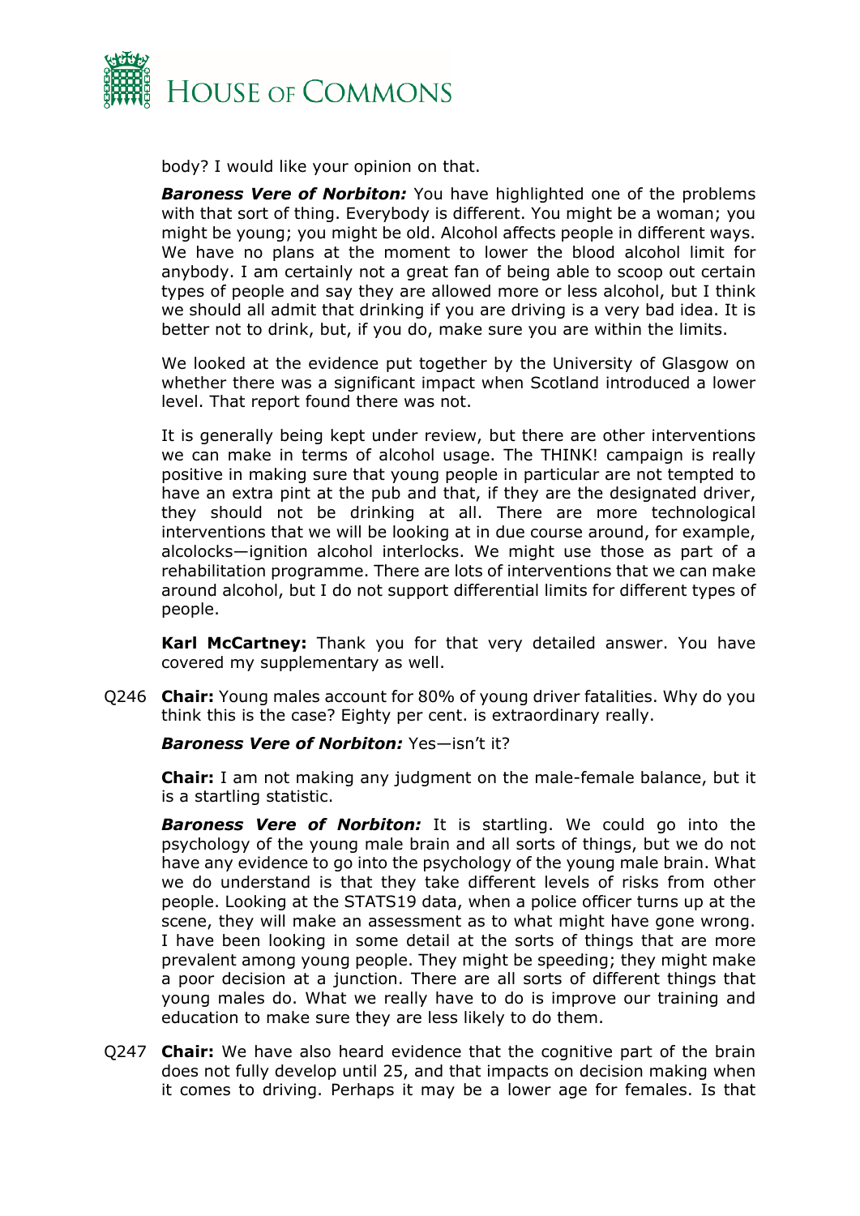body? I would like your opinion on that.

***Baroness Vere of Norbiton:*** You have highlighted one of the problems with that sort of thing. Everybody is different. You might be a woman; you might be young; you might be old. Alcohol affects people in different ways. We have no plans at the moment to lower the blood alcohol limit for anybody. I am certainly not a great fan of being able to scoop out certain types of people and say they are allowed more or less alcohol, but I think we should all admit that drinking if you are driving is a very bad idea. It is better not to drink, but, if you do, make sure you are within the limits.

We looked at the evidence put together by the University of Glasgow on whether there was a significant impact when Scotland introduced a lower level. That report found there was not.

It is generally being kept under review, but there are other interventions we can make in terms of alcohol usage. The THINK! campaign is really positive in making sure that young people in particular are not tempted to have an extra pint at the pub and that, if they are the designated driver, they should not be drinking at all. There are more technological interventions that we will be looking at in due course around, for example, alcolocks—ignition alcohol interlocks. We might use those as part of a rehabilitation programme. There are lots of interventions that we can make around alcohol, but I do not support differential limits for different types of people.

**Karl McCartney:** Thank you for that very detailed answer. You have covered my supplementary as well.

Q246 **Chair:** Young males account for 80% of young driver fatalities. Why do you think this is the case? Eighty per cent. is extraordinary really.

***Baroness Vere of Norbiton:*** Yes—isn't it?

**Chair:** I am not making any judgment on the male-female balance, but it is a startling statistic.

***Baroness Vere of Norbiton:*** It is startling. We could go into the psychology of the young male brain and all sorts of things, but we do not have any evidence to go into the psychology of the young male brain. What we do understand is that they take different levels of risks from other people. Looking at the STATS19 data, when a police officer turns up at the scene, they will make an assessment as to what might have gone wrong. I have been looking in some detail at the sorts of things that are more prevalent among young people. They might be speeding; they might make a poor decision at a junction. There are all sorts of different things that young males do. What we really have to do is improve our training and education to make sure they are less likely to do them.

Q247 **Chair:** We have also heard evidence that the cognitive part of the brain does not fully develop until 25, and that impacts on decision making when it comes to driving. Perhaps it may be a lower age for females. Is that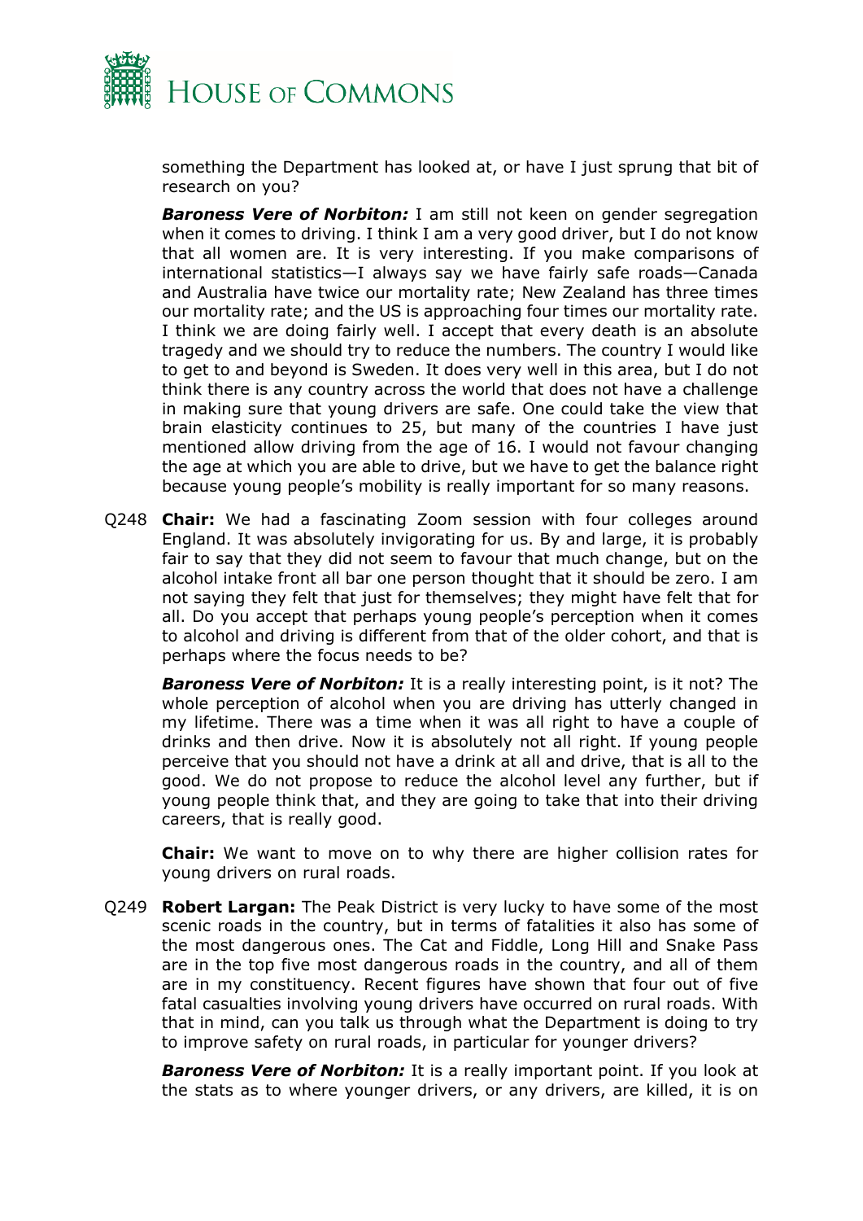something the Department has looked at, or have I just sprung that bit of research on you?

***Baroness Vere of Norbiton:*** I am still not keen on gender segregation when it comes to driving. I think I am a very good driver, but I do not know that all women are. It is very interesting. If you make comparisons of international statistics—I always say we have fairly safe roads—Canada and Australia have twice our mortality rate; New Zealand has three times our mortality rate; and the US is approaching four times our mortality rate. I think we are doing fairly well. I accept that every death is an absolute tragedy and we should try to reduce the numbers. The country I would like to get to and beyond is Sweden. It does very well in this area, but I do not think there is any country across the world that does not have a challenge in making sure that young drivers are safe. One could take the view that brain elasticity continues to 25, but many of the countries I have just mentioned allow driving from the age of 16. I would not favour changing the age at which you are able to drive, but we have to get the balance right because young people's mobility is really important for so many reasons.

Q248 **Chair:** We had a fascinating Zoom session with four colleges around England. It was absolutely invigorating for us. By and large, it is probably fair to say that they did not seem to favour that much change, but on the alcohol intake front all bar one person thought that it should be zero. I am not saying they felt that just for themselves; they might have felt that for all. Do you accept that perhaps young people's perception when it comes to alcohol and driving is different from that of the older cohort, and that is perhaps where the focus needs to be?

***Baroness Vere of Norbiton:*** It is a really interesting point, is it not? The whole perception of alcohol when you are driving has utterly changed in my lifetime. There was a time when it was all right to have a couple of drinks and then drive. Now it is absolutely not all right. If young people perceive that you should not have a drink at all and drive, that is all to the good. We do not propose to reduce the alcohol level any further, but if young people think that, and they are going to take that into their driving careers, that is really good.

**Chair:** We want to move on to why there are higher collision rates for young drivers on rural roads.

Q249 **Robert Largan:** The Peak District is very lucky to have some of the most scenic roads in the country, but in terms of fatalities it also has some of the most dangerous ones. The Cat and Fiddle, Long Hill and Snake Pass are in the top five most dangerous roads in the country, and all of them are in my constituency. Recent figures have shown that four out of five fatal casualties involving young drivers have occurred on rural roads. With that in mind, can you talk us through what the Department is doing to try to improve safety on rural roads, in particular for younger drivers?

***Baroness Vere of Norbiton:*** It is a really important point. If you look at the stats as to where younger drivers, or any drivers, are killed, it is on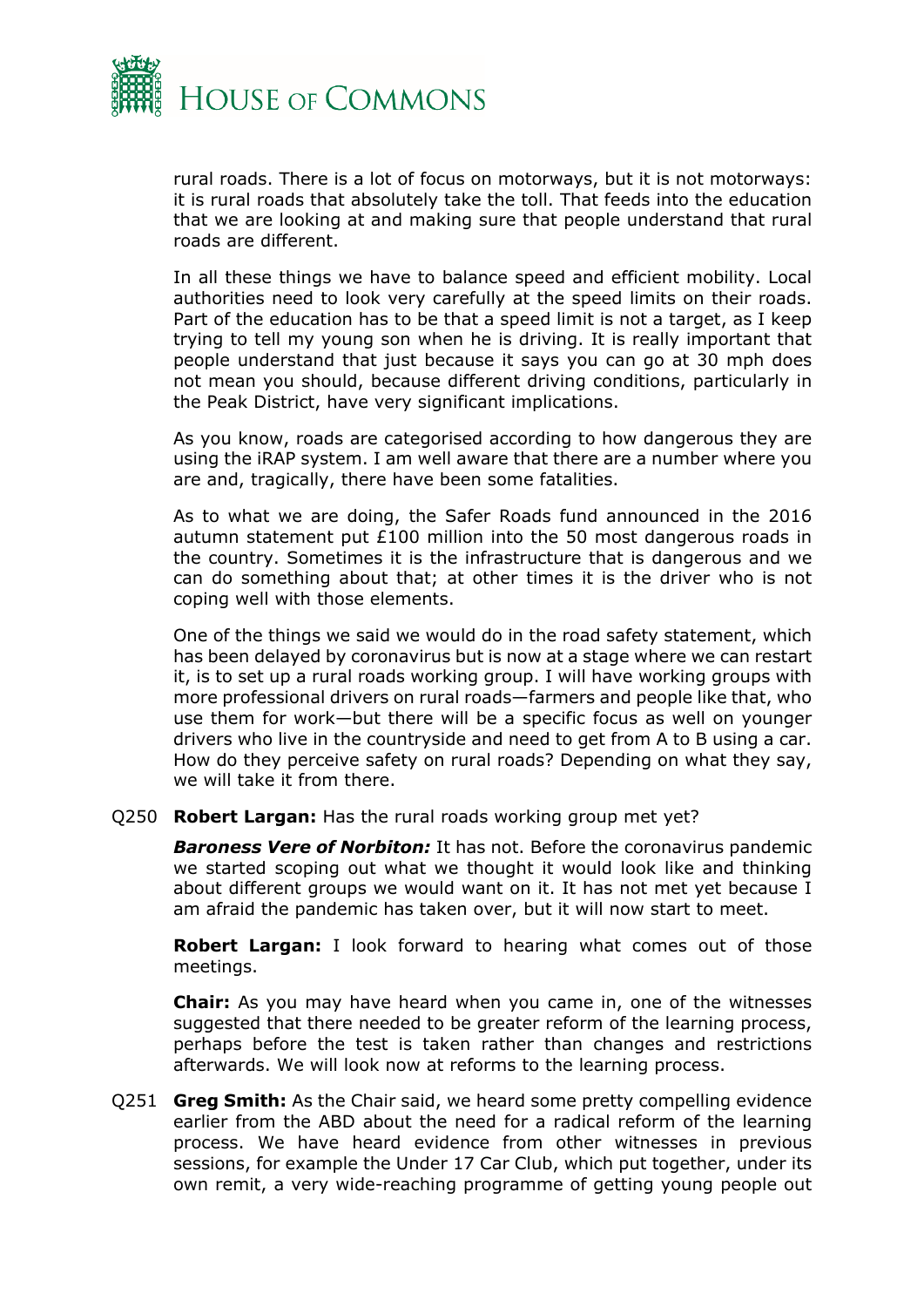rural roads. There is a lot of focus on motorways, but it is not motorways: it is rural roads that absolutely take the toll. That feeds into the education that we are looking at and making sure that people understand that rural roads are different.

In all these things we have to balance speed and efficient mobility. Local authorities need to look very carefully at the speed limits on their roads. Part of the education has to be that a speed limit is not a target, as I keep trying to tell my young son when he is driving. It is really important that people understand that just because it says you can go at 30 mph does not mean you should, because different driving conditions, particularly in the Peak District, have very significant implications.

As you know, roads are categorised according to how dangerous they are using the iRAP system. I am well aware that there are a number where you are and, tragically, there have been some fatalities.

As to what we are doing, the Safer Roads fund announced in the 2016 autumn statement put £100 million into the 50 most dangerous roads in the country. Sometimes it is the infrastructure that is dangerous and we can do something about that; at other times it is the driver who is not coping well with those elements.

One of the things we said we would do in the road safety statement, which has been delayed by coronavirus but is now at a stage where we can restart it, is to set up a rural roads working group. I will have working groups with more professional drivers on rural roads—farmers and people like that, who use them for work—but there will be a specific focus as well on younger drivers who live in the countryside and need to get from A to B using a car. How do they perceive safety on rural roads? Depending on what they say, we will take it from there.

Q250 **Robert Largan:** Has the rural roads working group met yet?

***Baroness Vere of Norbiton:*** It has not. Before the coronavirus pandemic we started scoping out what we thought it would look like and thinking about different groups we would want on it. It has not met yet because I am afraid the pandemic has taken over, but it will now start to meet.

**Robert Largan:** I look forward to hearing what comes out of those meetings.

**Chair:** As you may have heard when you came in, one of the witnesses suggested that there needed to be greater reform of the learning process, perhaps before the test is taken rather than changes and restrictions afterwards. We will look now at reforms to the learning process.

Q251 **Greg Smith:** As the Chair said, we heard some pretty compelling evidence earlier from the ABD about the need for a radical reform of the learning process. We have heard evidence from other witnesses in previous sessions, for example the Under 17 Car Club, which put together, under its own remit, a very wide-reaching programme of getting young people out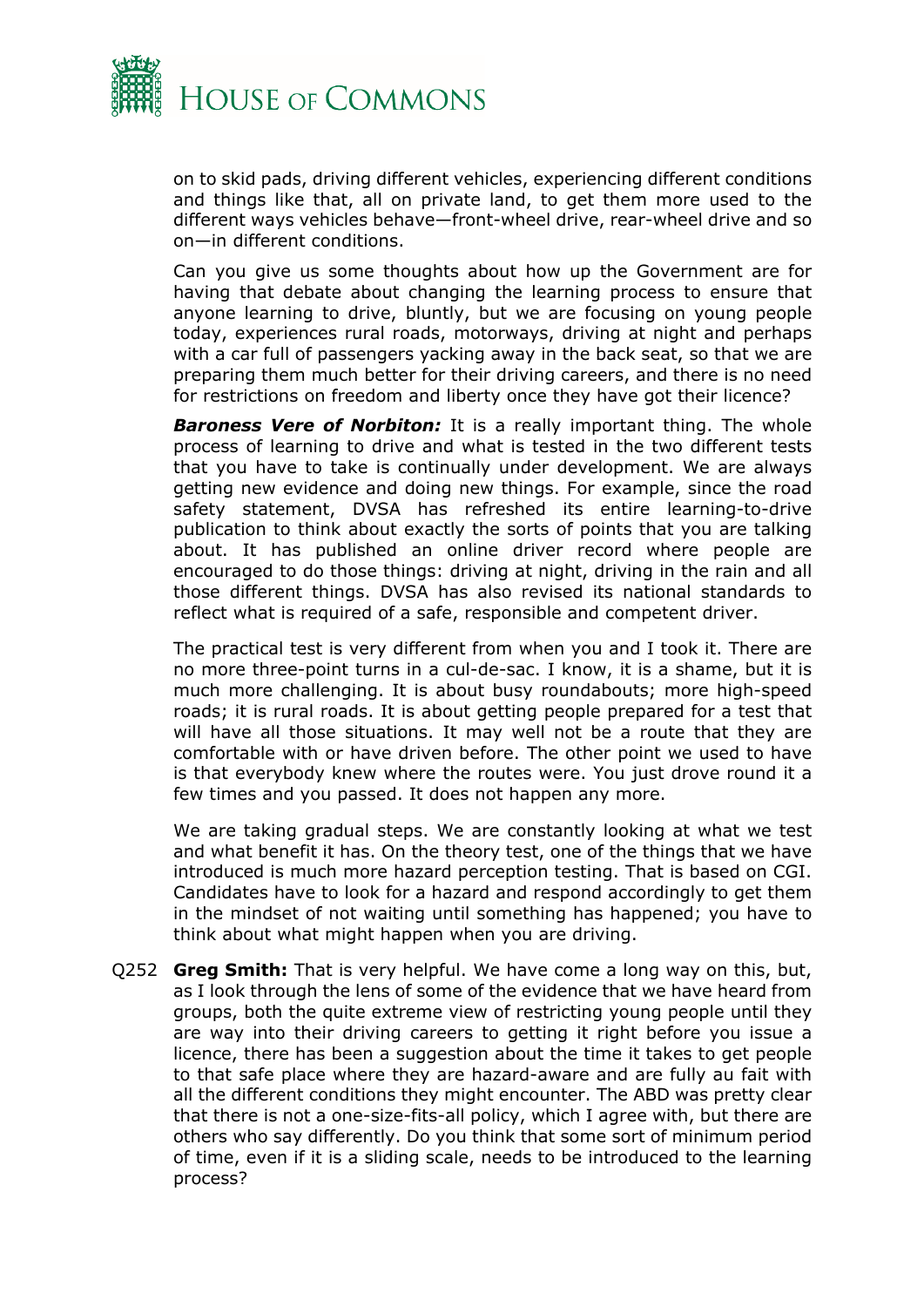on to skid pads, driving different vehicles, experiencing different conditions and things like that, all on private land, to get them more used to the different ways vehicles behave—front-wheel drive, rear-wheel drive and so on—in different conditions.

Can you give us some thoughts about how up the Government are for having that debate about changing the learning process to ensure that anyone learning to drive, bluntly, but we are focusing on young people today, experiences rural roads, motorways, driving at night and perhaps with a car full of passengers yacking away in the back seat, so that we are preparing them much better for their driving careers, and there is no need for restrictions on freedom and liberty once they have got their licence?

***Baroness Vere of Norbiton:*** It is a really important thing. The whole process of learning to drive and what is tested in the two different tests that you have to take is continually under development. We are always getting new evidence and doing new things. For example, since the road safety statement, DVSA has refreshed its entire learning-to-drive publication to think about exactly the sorts of points that you are talking about. It has published an online driver record where people are encouraged to do those things: driving at night, driving in the rain and all those different things. DVSA has also revised its national standards to reflect what is required of a safe, responsible and competent driver.

The practical test is very different from when you and I took it. There are no more three-point turns in a cul-de-sac. I know, it is a shame, but it is much more challenging. It is about busy roundabouts; more high-speed roads; it is rural roads. It is about getting people prepared for a test that will have all those situations. It may well not be a route that they are comfortable with or have driven before. The other point we used to have is that everybody knew where the routes were. You just drove round it a few times and you passed. It does not happen any more.

We are taking gradual steps. We are constantly looking at what we test and what benefit it has. On the theory test, one of the things that we have introduced is much more hazard perception testing. That is based on CGI. Candidates have to look for a hazard and respond accordingly to get them in the mindset of not waiting until something has happened; you have to think about what might happen when you are driving.

Q252 **Greg Smith:** That is very helpful. We have come a long way on this, but, as I look through the lens of some of the evidence that we have heard from groups, both the quite extreme view of restricting young people until they are way into their driving careers to getting it right before you issue a licence, there has been a suggestion about the time it takes to get people to that safe place where they are hazard-aware and are fully au fait with all the different conditions they might encounter. The ABD was pretty clear that there is not a one-size-fits-all policy, which I agree with, but there are others who say differently. Do you think that some sort of minimum period of time, even if it is a sliding scale, needs to be introduced to the learning process?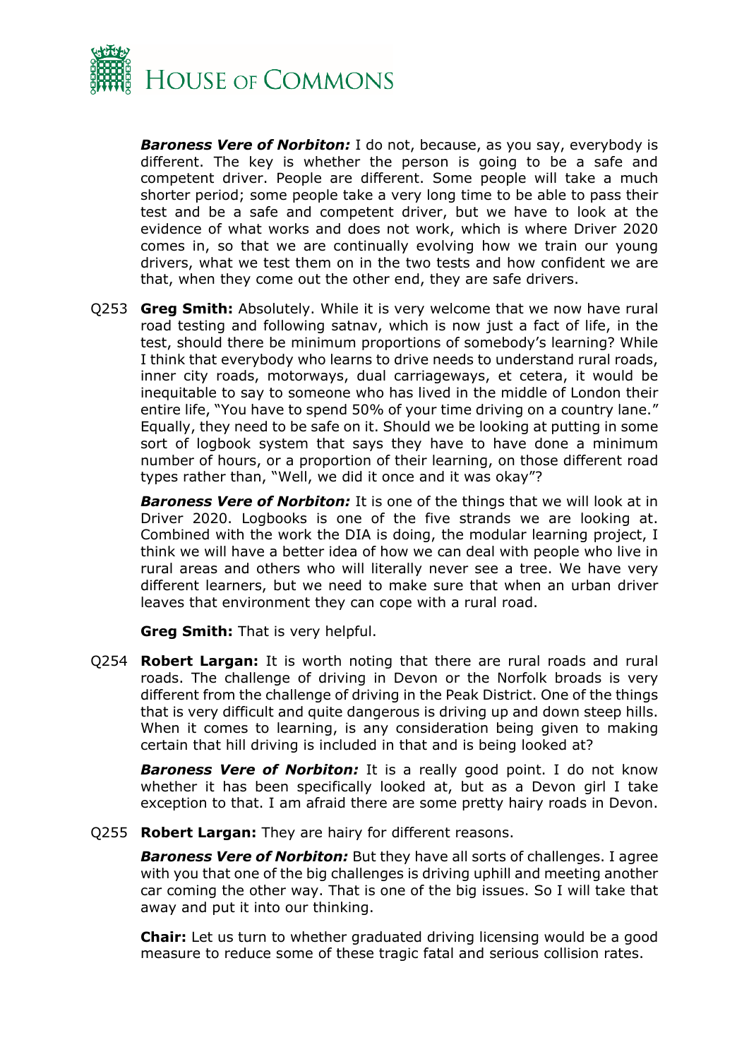***Baroness Vere of Norbiton:*** I do not, because, as you say, everybody is different. The key is whether the person is going to be a safe and competent driver. People are different. Some people will take a much shorter period; some people take a very long time to be able to pass their test and be a safe and competent driver, but we have to look at the evidence of what works and does not work, which is where Driver 2020 comes in, so that we are continually evolving how we train our young drivers, what we test them on in the two tests and how confident we are that, when they come out the other end, they are safe drivers.

Q253 **Greg Smith:** Absolutely. While it is very welcome that we now have rural road testing and following satnav, which is now just a fact of life, in the test, should there be minimum proportions of somebody's learning? While I think that everybody who learns to drive needs to understand rural roads, inner city roads, motorways, dual carriageways, et cetera, it would be inequitable to say to someone who has lived in the middle of London their entire life, "You have to spend 50% of your time driving on a country lane." Equally, they need to be safe on it. Should we be looking at putting in some sort of logbook system that says they have to have done a minimum number of hours, or a proportion of their learning, on those different road types rather than, "Well, we did it once and it was okay"?

***Baroness Vere of Norbiton:*** It is one of the things that we will look at in Driver 2020. Logbooks is one of the five strands we are looking at. Combined with the work the DIA is doing, the modular learning project, I think we will have a better idea of how we can deal with people who live in rural areas and others who will literally never see a tree. We have very different learners, but we need to make sure that when an urban driver leaves that environment they can cope with a rural road.

**Greg Smith:** That is very helpful.

Q254 **Robert Largan:** It is worth noting that there are rural roads and rural roads. The challenge of driving in Devon or the Norfolk broads is very different from the challenge of driving in the Peak District. One of the things that is very difficult and quite dangerous is driving up and down steep hills. When it comes to learning, is any consideration being given to making certain that hill driving is included in that and is being looked at?

***Baroness Vere of Norbiton:*** It is a really good point. I do not know whether it has been specifically looked at, but as a Devon girl I take exception to that. I am afraid there are some pretty hairy roads in Devon.

Q255 **Robert Largan:** They are hairy for different reasons.

***Baroness Vere of Norbiton:*** But they have all sorts of challenges. I agree with you that one of the big challenges is driving uphill and meeting another car coming the other way. That is one of the big issues. So I will take that away and put it into our thinking.

**Chair:** Let us turn to whether graduated driving licensing would be a good measure to reduce some of these tragic fatal and serious collision rates.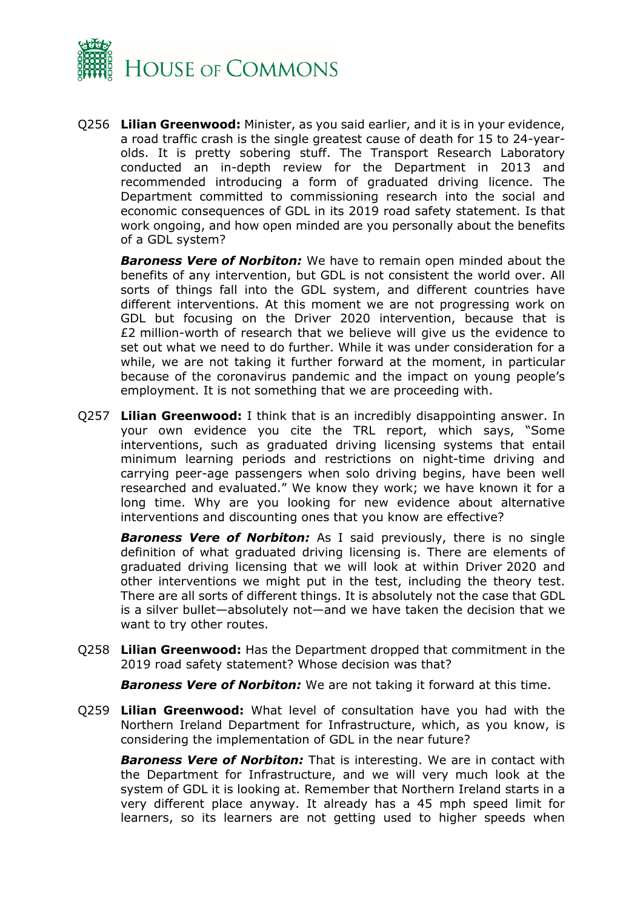Q256 **Lilian Greenwood:** Minister, as you said earlier, and it is in your evidence, a road traffic crash is the single greatest cause of death for 15 to 24-year-olds. It is pretty sobering stuff. The Transport Research Laboratory conducted an in-depth review for the Department in 2013 and recommended introducing a form of graduated driving licence. The Department committed to commissioning research into the social and economic consequences of GDL in its 2019 road safety statement. Is that work ongoing, and how open minded are you personally about the benefits of a GDL system?

***Baroness Vere of Norbiton:*** We have to remain open minded about the benefits of any intervention, but GDL is not consistent the world over. All sorts of things fall into the GDL system, and different countries have different interventions. At this moment we are not progressing work on GDL but focusing on the Driver 2020 intervention, because that is £2 million-worth of research that we believe will give us the evidence to set out what we need to do further. While it was under consideration for a while, we are not taking it further forward at the moment, in particular because of the coronavirus pandemic and the impact on young people's employment. It is not something that we are proceeding with.

Q257 **Lilian Greenwood:** I think that is an incredibly disappointing answer. In your own evidence you cite the TRL report, which says, "Some interventions, such as graduated driving licensing systems that entail minimum learning periods and restrictions on night-time driving and carrying peer-age passengers when solo driving begins, have been well researched and evaluated." We know they work; we have known it for a long time. Why are you looking for new evidence about alternative interventions and discounting ones that you know are effective?

***Baroness Vere of Norbiton:*** As I said previously, there is no single definition of what graduated driving licensing is. There are elements of graduated driving licensing that we will look at within Driver 2020 and other interventions we might put in the test, including the theory test. There are all sorts of different things. It is absolutely not the case that GDL is a silver bullet—absolutely not—and we have taken the decision that we want to try other routes.

Q258 **Lilian Greenwood:** Has the Department dropped that commitment in the 2019 road safety statement? Whose decision was that?

***Baroness Vere of Norbiton:*** We are not taking it forward at this time.

Q259 **Lilian Greenwood:** What level of consultation have you had with the Northern Ireland Department for Infrastructure, which, as you know, is considering the implementation of GDL in the near future?

***Baroness Vere of Norbiton:*** That is interesting. We are in contact with the Department for Infrastructure, and we will very much look at the system of GDL it is looking at. Remember that Northern Ireland starts in a very different place anyway. It already has a 45 mph speed limit for learners, so its learners are not getting used to higher speeds when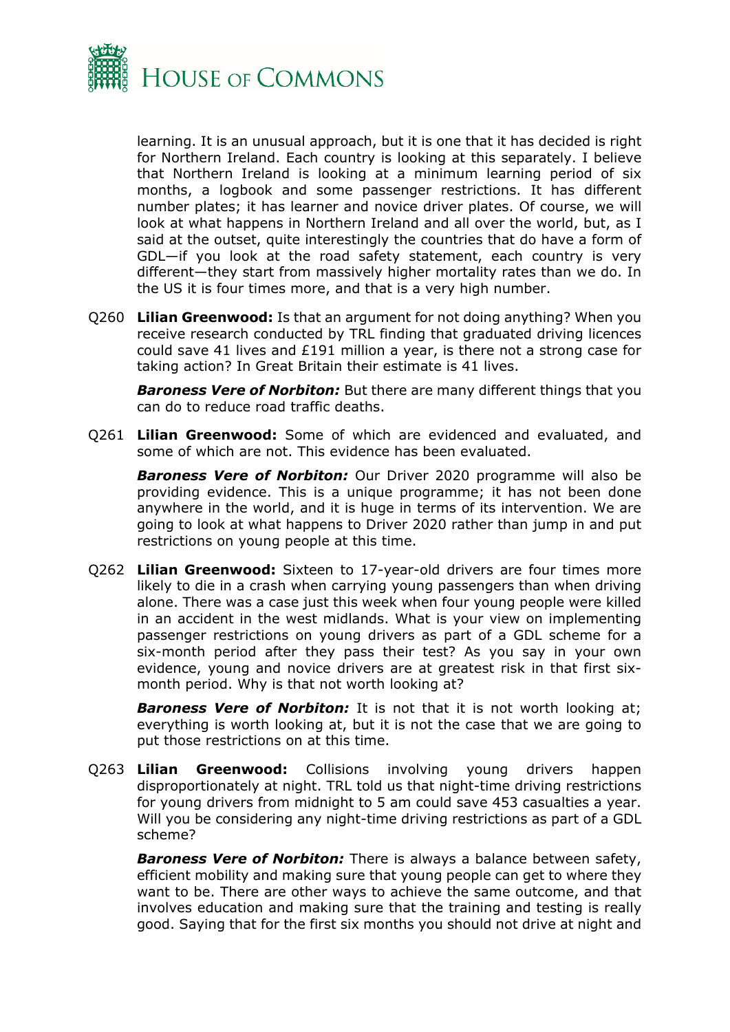learning. It is an unusual approach, but it is one that it has decided is right for Northern Ireland. Each country is looking at this separately. I believe that Northern Ireland is looking at a minimum learning period of six months, a logbook and some passenger restrictions. It has different number plates; it has learner and novice driver plates. Of course, we will look at what happens in Northern Ireland and all over the world, but, as I said at the outset, quite interestingly the countries that do have a form of GDL—if you look at the road safety statement, each country is very different—they start from massively higher mortality rates than we do. In the US it is four times more, and that is a very high number.

Q260 **Lilian Greenwood:** Is that an argument for not doing anything? When you receive research conducted by TRL finding that graduated driving licences could save 41 lives and £191 million a year, is there not a strong case for taking action? In Great Britain their estimate is 41 lives.

***Baroness Vere of Norbiton:*** But there are many different things that you can do to reduce road traffic deaths.

Q261 **Lilian Greenwood:** Some of which are evidenced and evaluated, and some of which are not. This evidence has been evaluated.

***Baroness Vere of Norbiton:*** Our Driver 2020 programme will also be providing evidence. This is a unique programme; it has not been done anywhere in the world, and it is huge in terms of its intervention. We are going to look at what happens to Driver 2020 rather than jump in and put restrictions on young people at this time.

Q262 **Lilian Greenwood:** Sixteen to 17-year-old drivers are four times more likely to die in a crash when carrying young passengers than when driving alone. There was a case just this week when four young people were killed in an accident in the west midlands. What is your view on implementing passenger restrictions on young drivers as part of a GDL scheme for a six-month period after they pass their test? As you say in your own evidence, young and novice drivers are at greatest risk in that first six-month period. Why is that not worth looking at?

***Baroness Vere of Norbiton:*** It is not that it is not worth looking at; everything is worth looking at, but it is not the case that we are going to put those restrictions on at this time.

Q263 **Lilian Greenwood:** Collisions involving young drivers happen disproportionately at night. TRL told us that night-time driving restrictions for young drivers from midnight to 5 am could save 453 casualties a year. Will you be considering any night-time driving restrictions as part of a GDL scheme?

***Baroness Vere of Norbiton:*** There is always a balance between safety, efficient mobility and making sure that young people can get to where they want to be. There are other ways to achieve the same outcome, and that involves education and making sure that the training and testing is really good. Saying that for the first six months you should not drive at night and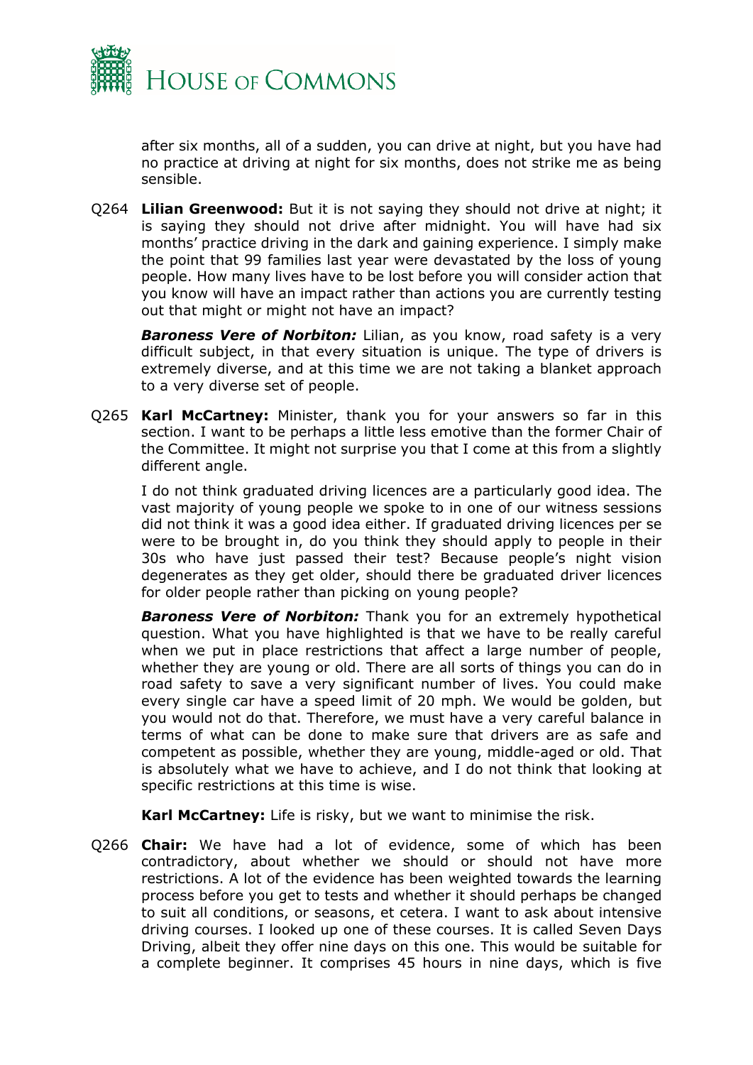after six months, all of a sudden, you can drive at night, but you have had no practice at driving at night for six months, does not strike me as being sensible.

Q264 **Lilian Greenwood:** But it is not saying they should not drive at night; it is saying they should not drive after midnight. You will have had six months' practice driving in the dark and gaining experience. I simply make the point that 99 families last year were devastated by the loss of young people. How many lives have to be lost before you will consider action that you know will have an impact rather than actions you are currently testing out that might or might not have an impact?

***Baroness Vere of Norbiton:*** Lilian, as you know, road safety is a very difficult subject, in that every situation is unique. The type of drivers is extremely diverse, and at this time we are not taking a blanket approach to a very diverse set of people.

Q265 **Karl McCartney:** Minister, thank you for your answers so far in this section. I want to be perhaps a little less emotive than the former Chair of the Committee. It might not surprise you that I come at this from a slightly different angle.

I do not think graduated driving licences are a particularly good idea. The vast majority of young people we spoke to in one of our witness sessions did not think it was a good idea either. If graduated driving licences per se were to be brought in, do you think they should apply to people in their 30s who have just passed their test? Because people's night vision degenerates as they get older, should there be graduated driver licences for older people rather than picking on young people?

***Baroness Vere of Norbiton:*** Thank you for an extremely hypothetical question. What you have highlighted is that we have to be really careful when we put in place restrictions that affect a large number of people, whether they are young or old. There are all sorts of things you can do in road safety to save a very significant number of lives. You could make every single car have a speed limit of 20 mph. We would be golden, but you would not do that. Therefore, we must have a very careful balance in terms of what can be done to make sure that drivers are as safe and competent as possible, whether they are young, middle-aged or old. That is absolutely what we have to achieve, and I do not think that looking at specific restrictions at this time is wise.

**Karl McCartney:** Life is risky, but we want to minimise the risk.

Q266 **Chair:** We have had a lot of evidence, some of which has been contradictory, about whether we should or should not have more restrictions. A lot of the evidence has been weighted towards the learning process before you get to tests and whether it should perhaps be changed to suit all conditions, or seasons, et cetera. I want to ask about intensive driving courses. I looked up one of these courses. It is called Seven Days Driving, albeit they offer nine days on this one. This would be suitable for a complete beginner. It comprises 45 hours in nine days, which is five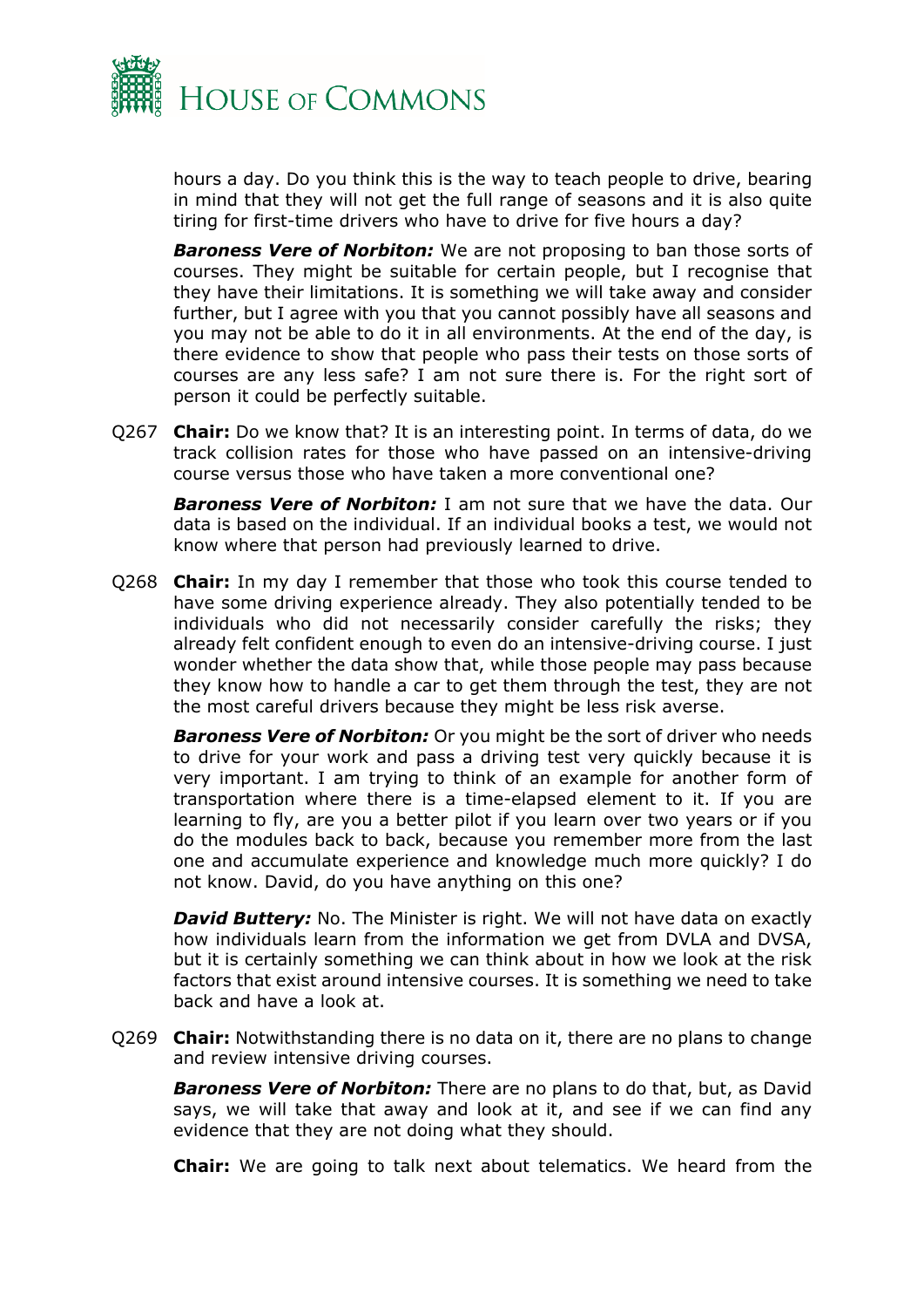hours a day. Do you think this is the way to teach people to drive, bearing in mind that they will not get the full range of seasons and it is also quite tiring for first-time drivers who have to drive for five hours a day?

***Baroness Vere of Norbiton:*** We are not proposing to ban those sorts of courses. They might be suitable for certain people, but I recognise that they have their limitations. It is something we will take away and consider further, but I agree with you that you cannot possibly have all seasons and you may not be able to do it in all environments. At the end of the day, is there evidence to show that people who pass their tests on those sorts of courses are any less safe? I am not sure there is. For the right sort of person it could be perfectly suitable.

Q267 **Chair:** Do we know that? It is an interesting point. In terms of data, do we track collision rates for those who have passed on an intensive-driving course versus those who have taken a more conventional one?

***Baroness Vere of Norbiton:*** I am not sure that we have the data. Our data is based on the individual. If an individual books a test, we would not know where that person had previously learned to drive.

Q268 **Chair:** In my day I remember that those who took this course tended to have some driving experience already. They also potentially tended to be individuals who did not necessarily consider carefully the risks; they already felt confident enough to even do an intensive-driving course. I just wonder whether the data show that, while those people may pass because they know how to handle a car to get them through the test, they are not the most careful drivers because they might be less risk averse.

***Baroness Vere of Norbiton:*** Or you might be the sort of driver who needs to drive for your work and pass a driving test very quickly because it is very important. I am trying to think of an example for another form of transportation where there is a time-elapsed element to it. If you are learning to fly, are you a better pilot if you learn over two years or if you do the modules back to back, because you remember more from the last one and accumulate experience and knowledge much more quickly? I do not know. David, do you have anything on this one?

***David Buttery:*** No. The Minister is right. We will not have data on exactly how individuals learn from the information we get from DVLA and DVSA, but it is certainly something we can think about in how we look at the risk factors that exist around intensive courses. It is something we need to take back and have a look at.

Q269 **Chair:** Notwithstanding there is no data on it, there are no plans to change and review intensive driving courses.

***Baroness Vere of Norbiton:*** There are no plans to do that, but, as David says, we will take that away and look at it, and see if we can find any evidence that they are not doing what they should.

**Chair:** We are going to talk next about telematics. We heard from the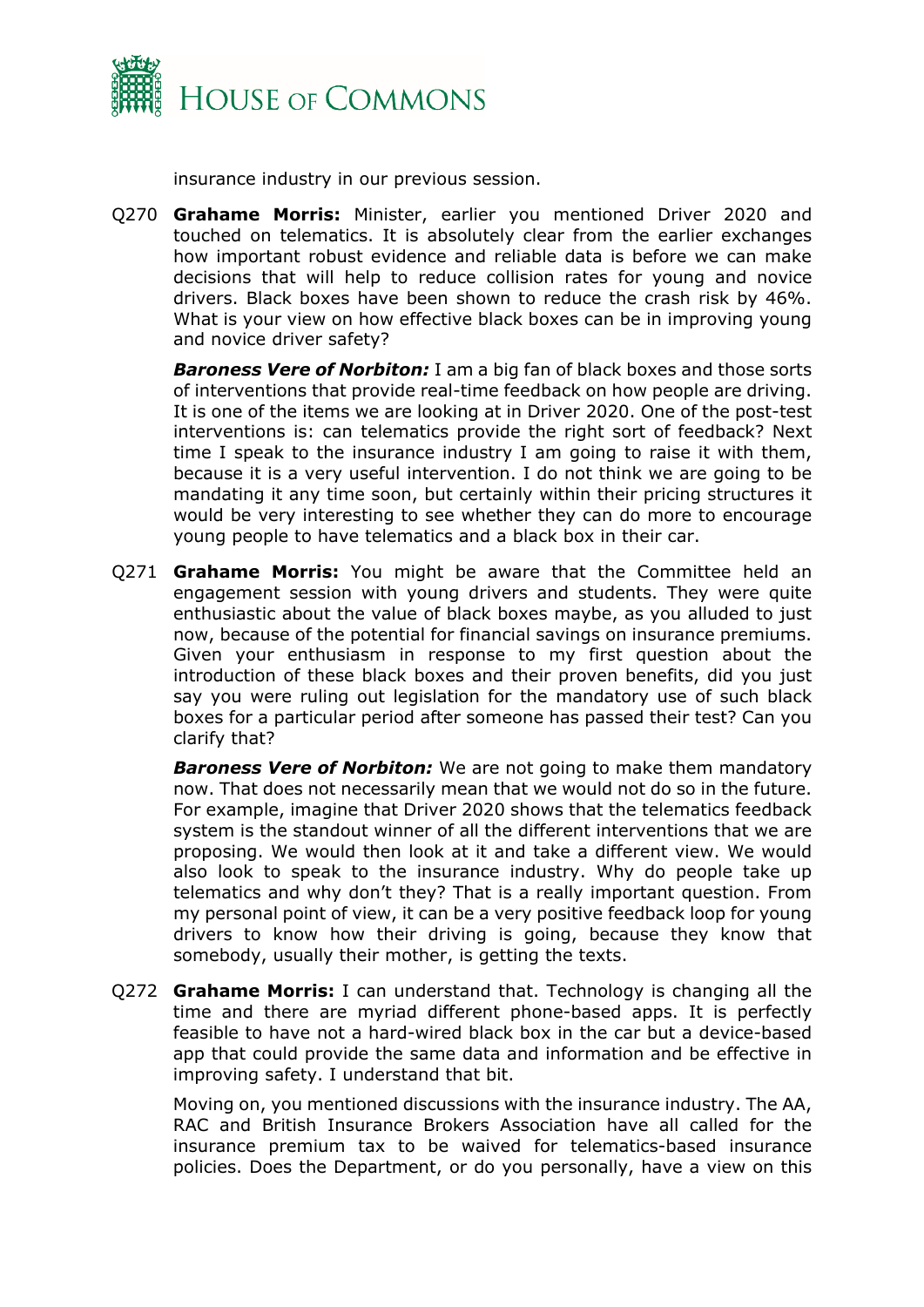insurance industry in our previous session.

Q270 **Grahame Morris:** Minister, earlier you mentioned Driver 2020 and touched on telematics. It is absolutely clear from the earlier exchanges how important robust evidence and reliable data is before we can make decisions that will help to reduce collision rates for young and novice drivers. Black boxes have been shown to reduce the crash risk by 46%. What is your view on how effective black boxes can be in improving young and novice driver safety?

***Baroness Vere of Norbiton:*** I am a big fan of black boxes and those sorts of interventions that provide real-time feedback on how people are driving. It is one of the items we are looking at in Driver 2020. One of the post-test interventions is: can telematics provide the right sort of feedback? Next time I speak to the insurance industry I am going to raise it with them, because it is a very useful intervention. I do not think we are going to be mandating it any time soon, but certainly within their pricing structures it would be very interesting to see whether they can do more to encourage young people to have telematics and a black box in their car.

Q271 **Grahame Morris:** You might be aware that the Committee held an engagement session with young drivers and students. They were quite enthusiastic about the value of black boxes maybe, as you alluded to just now, because of the potential for financial savings on insurance premiums. Given your enthusiasm in response to my first question about the introduction of these black boxes and their proven benefits, did you just say you were ruling out legislation for the mandatory use of such black boxes for a particular period after someone has passed their test? Can you clarify that?

***Baroness Vere of Norbiton:*** We are not going to make them mandatory now. That does not necessarily mean that we would not do so in the future. For example, imagine that Driver 2020 shows that the telematics feedback system is the standout winner of all the different interventions that we are proposing. We would then look at it and take a different view. We would also look to speak to the insurance industry. Why do people take up telematics and why don't they? That is a really important question. From my personal point of view, it can be a very positive feedback loop for young drivers to know how their driving is going, because they know that somebody, usually their mother, is getting the texts.

Q272 **Grahame Morris:** I can understand that. Technology is changing all the time and there are myriad different phone-based apps. It is perfectly feasible to have not a hard-wired black box in the car but a device-based app that could provide the same data and information and be effective in improving safety. I understand that bit.

Moving on, you mentioned discussions with the insurance industry. The AA, RAC and British Insurance Brokers Association have all called for the insurance premium tax to be waived for telematics-based insurance policies. Does the Department, or do you personally, have a view on this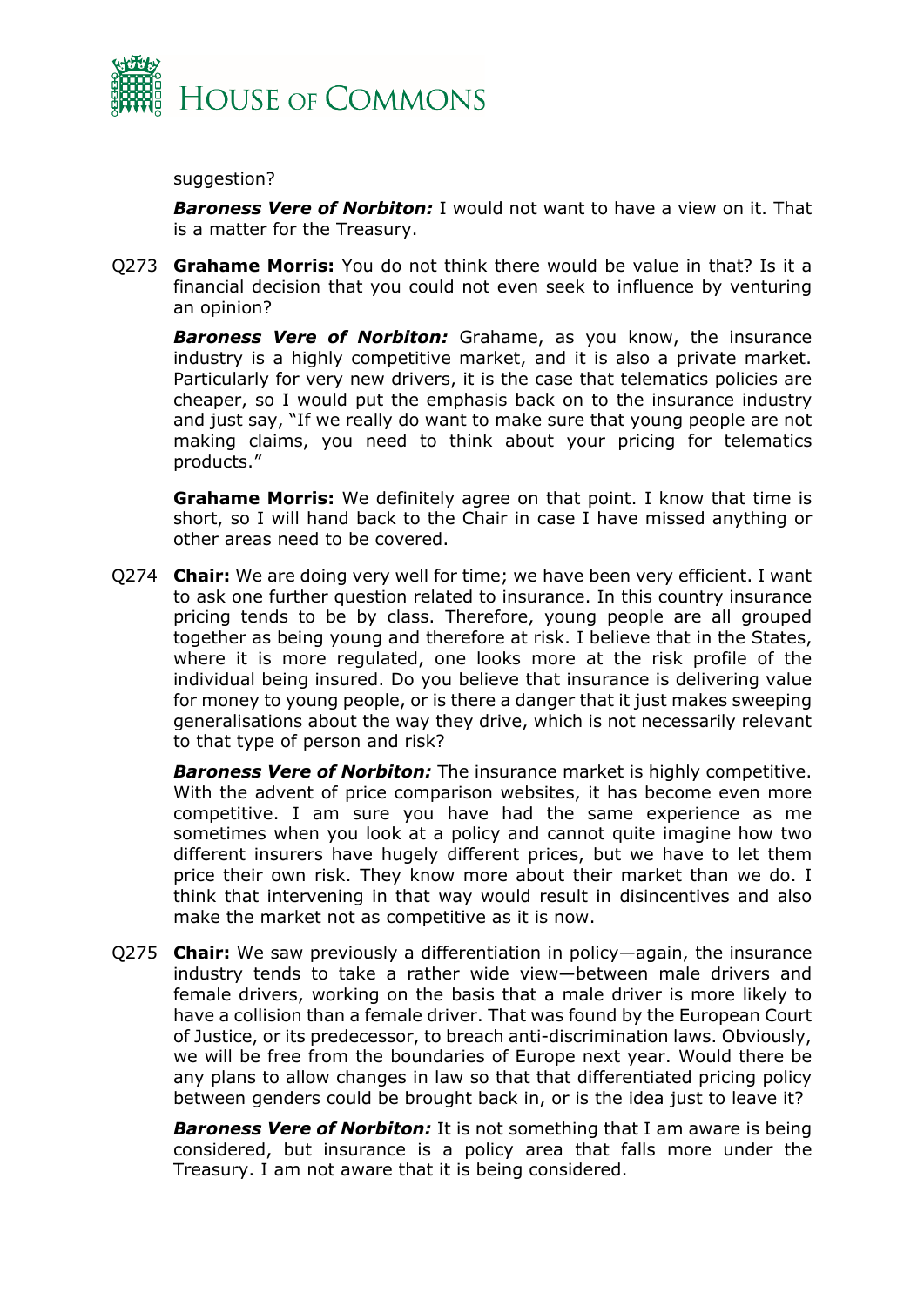suggestion?

***Baroness Vere of Norbiton:*** I would not want to have a view on it. That is a matter for the Treasury.

Q273 **Grahame Morris:** You do not think there would be value in that? Is it a financial decision that you could not even seek to influence by venturing an opinion?

***Baroness Vere of Norbiton:*** Grahame, as you know, the insurance industry is a highly competitive market, and it is also a private market. Particularly for very new drivers, it is the case that telematics policies are cheaper, so I would put the emphasis back on to the insurance industry and just say, "If we really do want to make sure that young people are not making claims, you need to think about your pricing for telematics products."

**Grahame Morris:** We definitely agree on that point. I know that time is short, so I will hand back to the Chair in case I have missed anything or other areas need to be covered.

Q274 **Chair:** We are doing very well for time; we have been very efficient. I want to ask one further question related to insurance. In this country insurance pricing tends to be by class. Therefore, young people are all grouped together as being young and therefore at risk. I believe that in the States, where it is more regulated, one looks more at the risk profile of the individual being insured. Do you believe that insurance is delivering value for money to young people, or is there a danger that it just makes sweeping generalisations about the way they drive, which is not necessarily relevant to that type of person and risk?

***Baroness Vere of Norbiton:*** The insurance market is highly competitive. With the advent of price comparison websites, it has become even more competitive. I am sure you have had the same experience as me sometimes when you look at a policy and cannot quite imagine how two different insurers have hugely different prices, but we have to let them price their own risk. They know more about their market than we do. I think that intervening in that way would result in disincentives and also make the market not as competitive as it is now.

Q275 **Chair:** We saw previously a differentiation in policy—again, the insurance industry tends to take a rather wide view—between male drivers and female drivers, working on the basis that a male driver is more likely to have a collision than a female driver. That was found by the European Court of Justice, or its predecessor, to breach anti-discrimination laws. Obviously, we will be free from the boundaries of Europe next year. Would there be any plans to allow changes in law so that that differentiated pricing policy between genders could be brought back in, or is the idea just to leave it?

***Baroness Vere of Norbiton:*** It is not something that I am aware is being considered, but insurance is a policy area that falls more under the Treasury. I am not aware that it is being considered.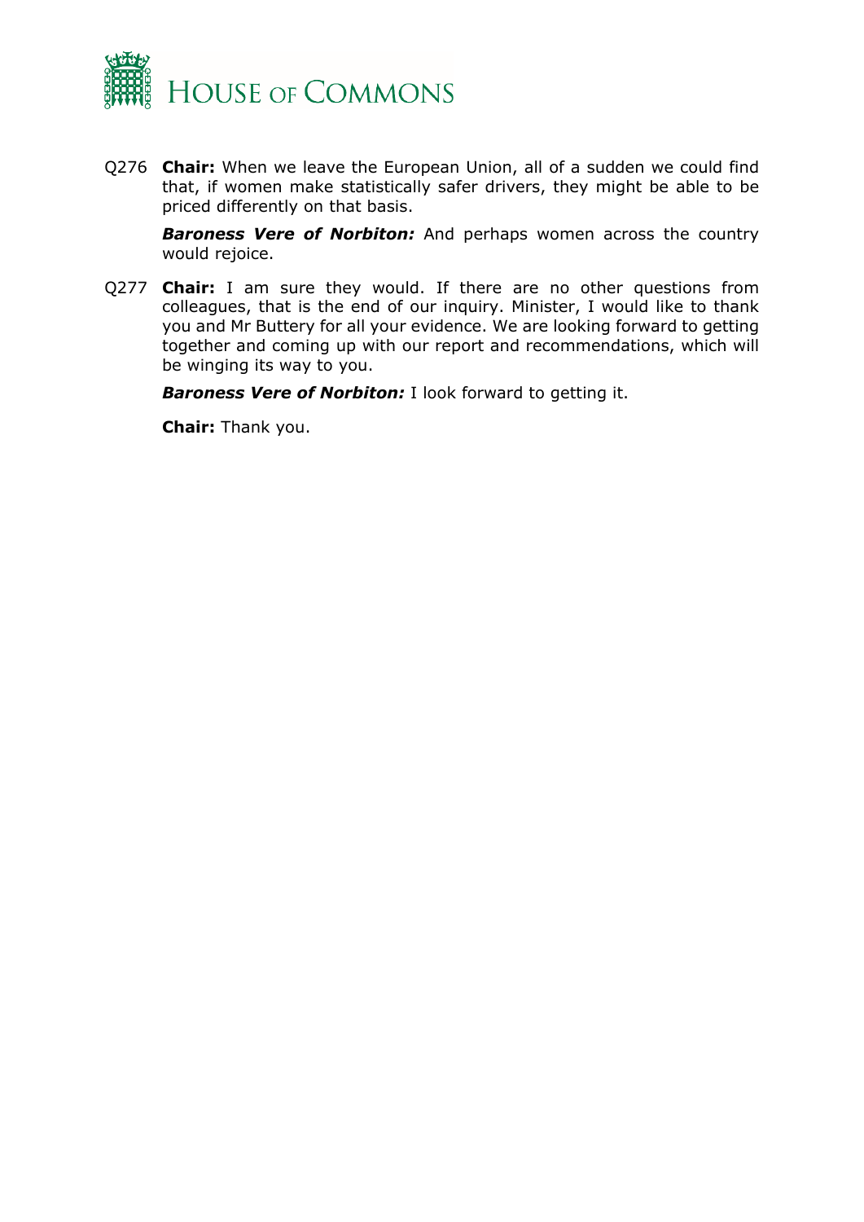Q276 **Chair:** When we leave the European Union, all of a sudden we could find that, if women make statistically safer drivers, they might be able to be priced differently on that basis.

***Baroness Vere of Norbiton:*** And perhaps women across the country would rejoice.

Q277 **Chair:** I am sure they would. If there are no other questions from colleagues, that is the end of our inquiry. Minister, I would like to thank you and Mr Buttery for all your evidence. We are looking forward to getting together and coming up with our report and recommendations, which will be winging its way to you.

***Baroness Vere of Norbiton:*** I look forward to getting it.

**Chair:** Thank you.